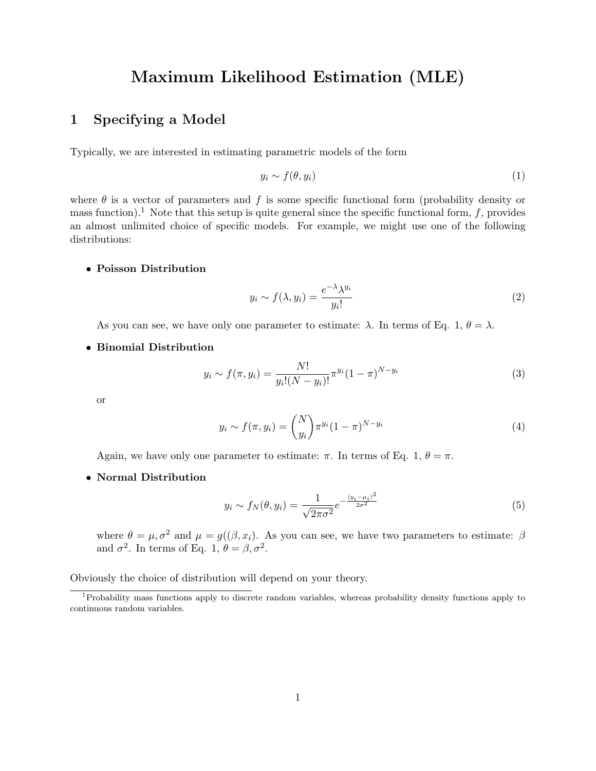# Maximum Likelihood Estimation (MLE)

## 1 Specifying a Model

Typically, we are interested in estimating parametric models of the form

$$y_i \sim f(\theta, y_i) \tag{1}$$

where $\theta$ is a vector of parameters and $f$ is some specific functional form (probability density or mass function).[1] Note that this setup is quite general since the specific functional form, $f$, provides an almost unlimited choice of specific models. For example, we might use one of the following distributions:

- **Poisson Distribution**

$$y_i \sim f(\lambda, y_i) = \frac{e^{-\lambda}\lambda^{y_i}}{y_i!} \tag{2}$$

  As you can see, we have only one parameter to estimate: $\lambda$. In terms of Eq. 1, $\theta = \lambda$.

- **Binomial Distribution**

$$y_i \sim f(\pi, y_i) = \frac{N!}{y_i!(N-y_i)!}\pi^{y_i}(1-\pi)^{N-y_i} \tag{3}$$

  or

$$y_i \sim f(\pi, y_i) = \binom{N}{y_i}\pi^{y_i}(1-\pi)^{N-y_i} \tag{4}$$

  Again, we have only one parameter to estimate: $\pi$. In terms of Eq. 1, $\theta = \pi$.

- **Normal Distribution**

$$y_i \sim f_N(\theta, y_i) = \frac{1}{\sqrt{2\pi\sigma^2}}e^{-\frac{(y_i-\mu_i)^2}{2\sigma^2}} \tag{5}$$

  where $\theta = \mu, \sigma^2$ and $\mu = g((\beta, x_i)$. As you can see, we have two parameters to estimate: $\beta$ and $\sigma^2$. In terms of Eq. 1, $\theta = \beta, \sigma^2$.

Obviously the choice of distribution will depend on your theory.

[1] Probability mass functions apply to discrete random variables, whereas probability density functions apply to continuous random variables.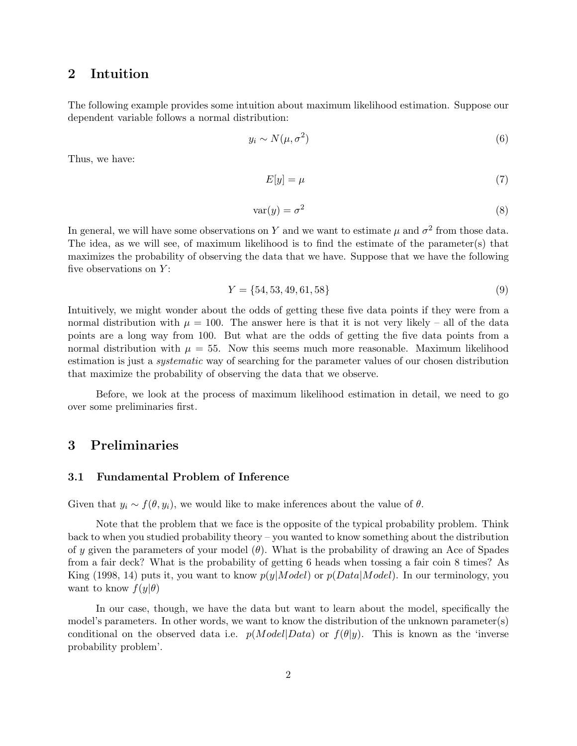## 2 Intuition

The following example provides some intuition about maximum likelihood estimation. Suppose our dependent variable follows a normal distribution:

$$y_i \sim N(\mu, \sigma^2) \tag{6}$$

Thus, we have:

$$E[y] = \mu \tag{7}$$

$$\text{var}(y) = \sigma^2 \tag{8}$$

In general, we will have some observations on $Y$ and we want to estimate $\mu$ and $\sigma^2$ from those data. The idea, as we will see, of maximum likelihood is to find the estimate of the parameter(s) that maximizes the probability of observing the data that we have. Suppose that we have the following five observations on $Y$:

$$Y = \{54, 53, 49, 61, 58\} \tag{9}$$

Intuitively, we might wonder about the odds of getting these five data points if they were from a normal distribution with $\mu = 100$. The answer here is that it is not very likely – all of the data points are a long way from 100. But what are the odds of getting the five data points from a normal distribution with $\mu = 55$. Now this seems much more reasonable. Maximum likelihood estimation is just a *systematic* way of searching for the parameter values of our chosen distribution that maximize the probability of observing the data that we observe.

Before, we look at the process of maximum likelihood estimation in detail, we need to go over some preliminaries first.

## 3 Preliminaries

### 3.1 Fundamental Problem of Inference

Given that $y_i \sim f(\theta, y_i)$, we would like to make inferences about the value of $\theta$.

Note that the problem that we face is the opposite of the typical probability problem. Think back to when you studied probability theory – you wanted to know something about the distribution of $y$ given the parameters of your model ($\theta$). What is the probability of drawing an Ace of Spades from a fair deck? What is the probability of getting 6 heads when tossing a fair coin 8 times? As King (1998, 14) puts it, you want to know $p(y|Model)$ or $p(Data|Model)$. In our terminology, you want to know $f(y|\theta)$

In our case, though, we have the data but want to learn about the model, specifically the model's parameters. In other words, we want to know the distribution of the unknown parameter(s) conditional on the observed data i.e. $p(Model|Data)$ or $f(\theta|y)$. This is known as the 'inverse probability problem'.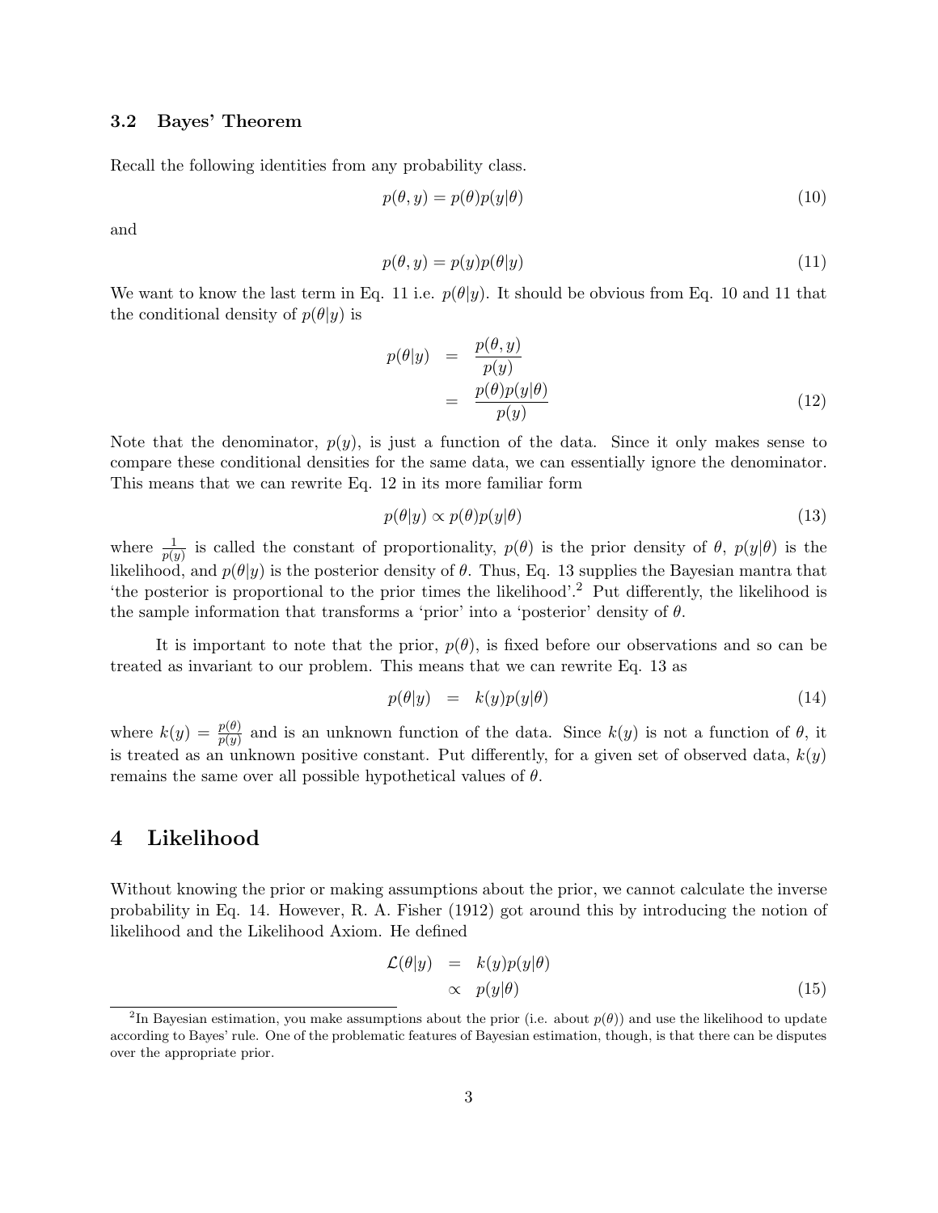### 3.2 Bayes' Theorem

Recall the following identities from any probability class.

$$p(\theta, y) = p(\theta)p(y|\theta) \tag{10}$$

and

$$p(\theta, y) = p(y)p(\theta|y) \tag{11}$$

We want to know the last term in Eq. 11 i.e. $p(\theta|y)$. It should be obvious from Eq. 10 and 11 that the conditional density of $p(\theta|y)$ is

$$\begin{aligned} p(\theta|y) &= \frac{p(\theta, y)}{p(y)} \\ &= \frac{p(\theta)p(y|\theta)}{p(y)} \end{aligned} \tag{12}$$

Note that the denominator, $p(y)$, is just a function of the data. Since it only makes sense to compare these conditional densities for the same data, we can essentially ignore the denominator. This means that we can rewrite Eq. 12 in its more familiar form

$$p(\theta|y) \propto p(\theta)p(y|\theta) \tag{13}$$

where $\frac{1}{p(y)}$ is called the constant of proportionality, $p(\theta)$ is the prior density of $\theta$, $p(y|\theta)$ is the likelihood, and $p(\theta|y)$ is the posterior density of $\theta$. Thus, Eq. 13 supplies the Bayesian mantra that 'the posterior is proportional to the prior times the likelihood'.[2] Put differently, the likelihood is the sample information that transforms a 'prior' into a 'posterior' density of $\theta$.

It is important to note that the prior, $p(\theta)$, is fixed before our observations and so can be treated as invariant to our problem. This means that we can rewrite Eq. 13 as

$$p(\theta|y) = k(y)p(y|\theta) \tag{14}$$

where $k(y) = \frac{p(\theta)}{p(y)}$ and is an unknown function of the data. Since $k(y)$ is not a function of $\theta$, it is treated as an unknown positive constant. Put differently, for a given set of observed data, $k(y)$ remains the same over all possible hypothetical values of $\theta$.

## 4 Likelihood

Without knowing the prior or making assumptions about the prior, we cannot calculate the inverse probability in Eq. 14. However, R. A. Fisher (1912) got around this by introducing the notion of likelihood and the Likelihood Axiom. He defined

$$\begin{aligned} \mathcal{L}(\theta|y) &= k(y)p(y|\theta) \\ &\propto p(y|\theta) \end{aligned} \tag{15}$$

[2] In Bayesian estimation, you make assumptions about the prior (i.e. about $p(\theta)$) and use the likelihood to update according to Bayes' rule. One of the problematic features of Bayesian estimation, though, is that there can be disputes over the appropriate prior.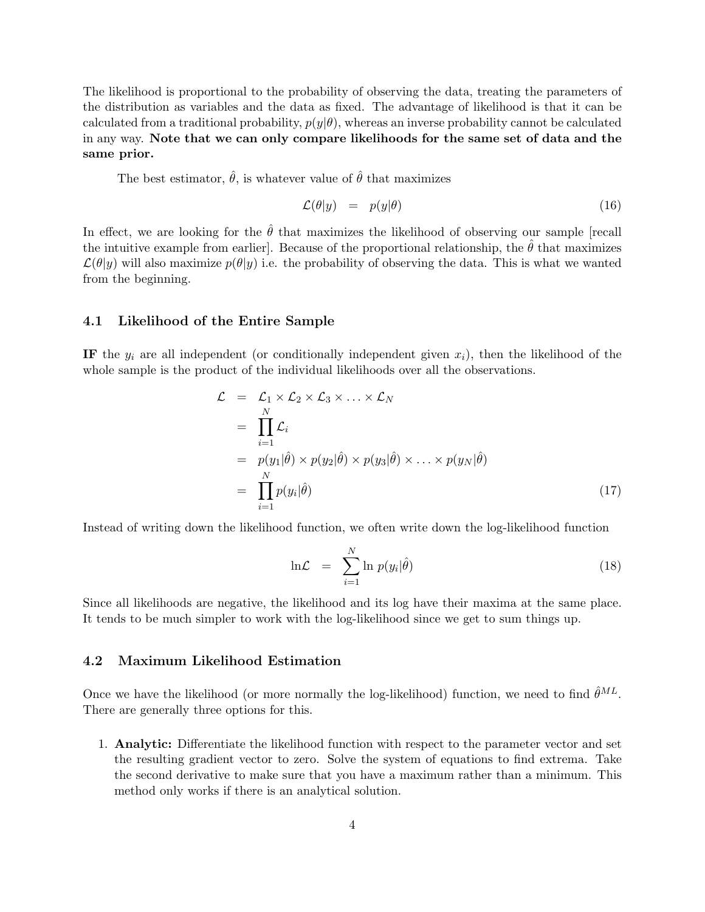The likelihood is proportional to the probability of observing the data, treating the parameters of the distribution as variables and the data as fixed. The advantage of likelihood is that it can be calculated from a traditional probability, $p(y|\theta)$, whereas an inverse probability cannot be calculated in any way. **Note that we can only compare likelihoods for the same set of data and the same prior.**

The best estimator, $\hat{\theta}$, is whatever value of $\hat{\theta}$ that maximizes

$$\mathcal{L}(\theta|y) \;\; = \;\; p(y|\theta) \tag{16}$$

In effect, we are looking for the $\hat{\theta}$ that maximizes the likelihood of observing our sample [recall the intuitive example from earlier]. Because of the proportional relationship, the $\hat{\theta}$ that maximizes $\mathcal{L}(\theta|y)$ will also maximize $p(\theta|y)$ i.e. the probability of observing the data. This is what we wanted from the beginning.

### 4.1 Likelihood of the Entire Sample

**IF** the $y_i$ are all independent (or conditionally independent given $x_i$), then the likelihood of the whole sample is the product of the individual likelihoods over all the observations.

$$\begin{aligned}
\mathcal{L} &= \mathcal{L}_1 \times \mathcal{L}_2 \times \mathcal{L}_3 \times \ldots \times \mathcal{L}_N \\
&= \prod_{i=1}^{N} \mathcal{L}_i \\
&= p(y_1|\hat{\theta}) \times p(y_2|\hat{\theta}) \times p(y_3|\hat{\theta}) \times \ldots \times p(y_N|\hat{\theta}) \\
&= \prod_{i=1}^{N} p(y_i|\hat{\theta})
\end{aligned} \tag{17}$$

Instead of writing down the likelihood function, we often write down the log-likelihood function

$$\ln\mathcal{L} \;\; = \;\; \sum_{i=1}^{N} \ln\, p(y_i|\hat{\theta}) \tag{18}$$

Since all likelihoods are negative, the likelihood and its log have their maxima at the same place. It tends to be much simpler to work with the log-likelihood since we get to sum things up.

### 4.2 Maximum Likelihood Estimation

Once we have the likelihood (or more normally the log-likelihood) function, we need to find $\hat{\theta}^{ML}$. There are generally three options for this.

1. **Analytic:** Differentiate the likelihood function with respect to the parameter vector and set the resulting gradient vector to zero. Solve the system of equations to find extrema. Take the second derivative to make sure that you have a maximum rather than a minimum. This method only works if there is an analytical solution.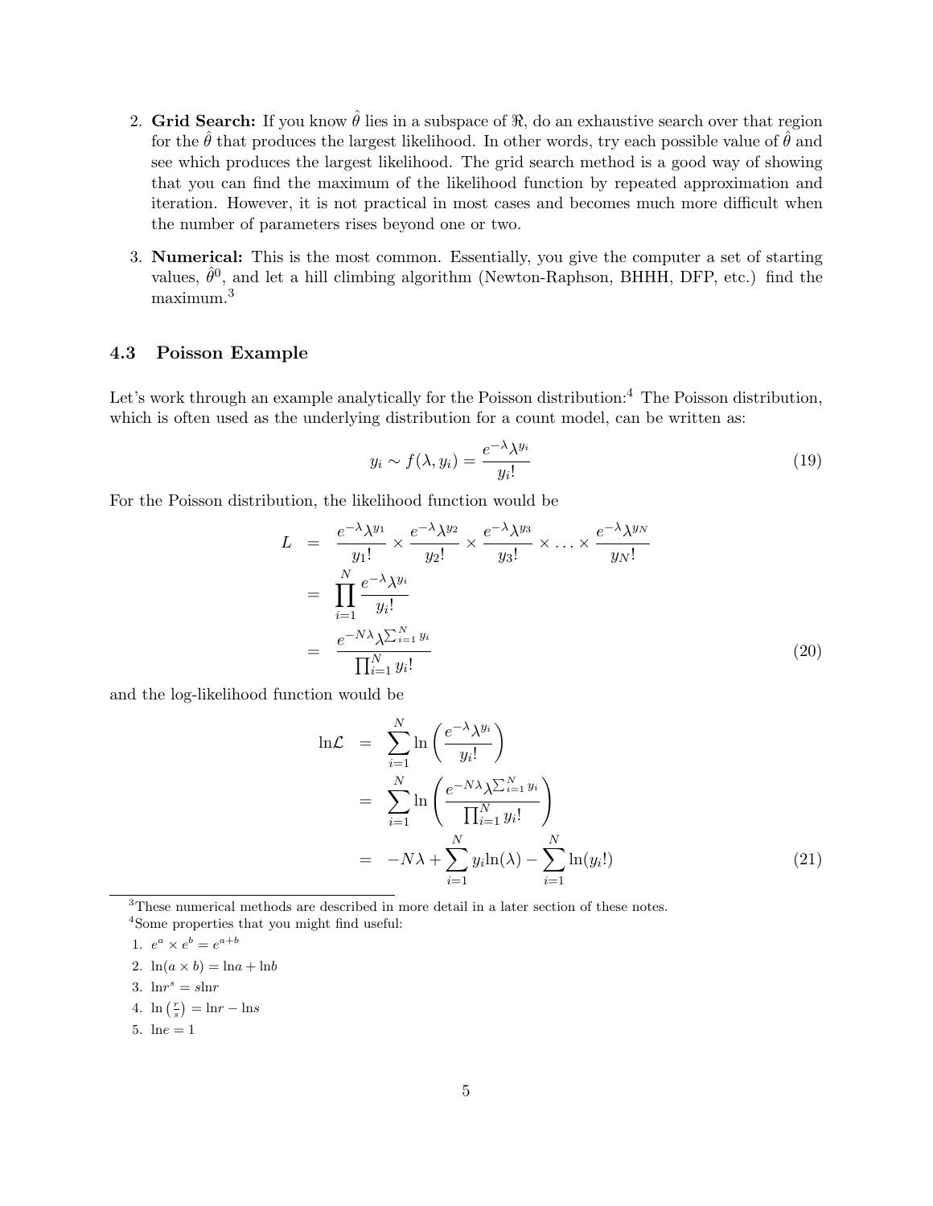2. **Grid Search:** If you know $\hat{\theta}$ lies in a subspace of $\Re$, do an exhaustive search over that region for the $\hat{\theta}$ that produces the largest likelihood. In other words, try each possible value of $\hat{\theta}$ and see which produces the largest likelihood. The grid search method is a good way of showing that you can find the maximum of the likelihood function by repeated approximation and iteration. However, it is not practical in most cases and becomes much more difficult when the number of parameters rises beyond one or two.

3. **Numerical:** This is the most common. Essentially, you give the computer a set of starting values, $\hat{\theta}^0$, and let a hill climbing algorithm (Newton-Raphson, BHHH, DFP, etc.) find the maximum.[3]

### 4.3 Poisson Example

Let's work through an example analytically for the Poisson distribution:[4] The Poisson distribution, which is often used as the underlying distribution for a count model, can be written as:

$$y_i \sim f(\lambda, y_i) = \frac{e^{-\lambda}\lambda^{y_i}}{y_i!} \tag{19}$$

For the Poisson distribution, the likelihood function would be

$$\begin{aligned} L &= \frac{e^{-\lambda}\lambda^{y_1}}{y_1!} \times \frac{e^{-\lambda}\lambda^{y_2}}{y_2!} \times \frac{e^{-\lambda}\lambda^{y_3}}{y_3!} \times \ldots \times \frac{e^{-\lambda}\lambda^{y_N}}{y_N!} \\ &= \prod_{i=1}^{N} \frac{e^{-\lambda}\lambda^{y_i}}{y_i!} \\ &= \frac{e^{-N\lambda}\lambda^{\sum_{i=1}^{N} y_i}}{\prod_{i=1}^{N} y_i!} \end{aligned} \tag{20}$$

and the log-likelihood function would be

$$\begin{aligned} \ln\mathcal{L} &= \sum_{i=1}^{N} \ln\left(\frac{e^{-\lambda}\lambda^{y_i}}{y_i!}\right) \\ &= \sum_{i=1}^{N} \ln\left(\frac{e^{-N\lambda}\lambda^{\sum_{i=1}^{N} y_i}}{\prod_{i=1}^{N} y_i!}\right) \\ &= -N\lambda + \sum_{i=1}^{N} y_i \ln(\lambda) - \sum_{i=1}^{N} \ln(y_i!) \end{aligned} \tag{21}$$

---

[3] These numerical methods are described in more detail in a later section of these notes.

[4] Some properties that you might find useful:

1. $e^a \times e^b = e^{a+b}$
2. $\ln(a \times b) = \ln a + \ln b$
3. $\ln r^s = s \ln r$
4. $\ln\left(\frac{r}{s}\right) = \ln r - \ln s$
5. $\ln e = 1$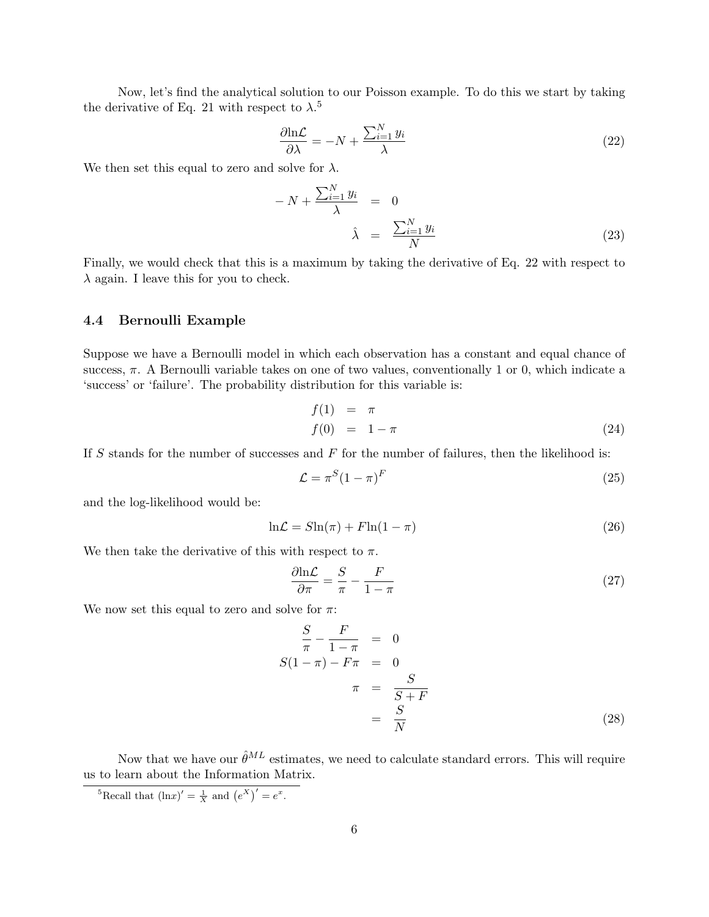Now, let's find the analytical solution to our Poisson example. To do this we start by taking the derivative of Eq. 21 with respect to $\lambda$.[5]

$$\frac{\partial \ln \mathcal{L}}{\partial \lambda} = -N + \frac{\sum_{i=1}^{N} y_i}{\lambda} \tag{22}$$

We then set this equal to zero and solve for $\lambda$.

$$\begin{aligned} -N + \frac{\sum_{i=1}^{N} y_i}{\lambda} &= 0 \\ \hat{\lambda} &= \frac{\sum_{i=1}^{N} y_i}{N} \end{aligned} \tag{23}$$

Finally, we would check that this is a maximum by taking the derivative of Eq. 22 with respect to $\lambda$ again. I leave this for you to check.

### 4.4 Bernoulli Example

Suppose we have a Bernoulli model in which each observation has a constant and equal chance of success, $\pi$. A Bernoulli variable takes on one of two values, conventionally 1 or 0, which indicate a 'success' or 'failure'. The probability distribution for this variable is:

$$\begin{aligned} f(1) &= \pi \\ f(0) &= 1 - \pi \end{aligned} \tag{24}$$

If $S$ stands for the number of successes and $F$ for the number of failures, then the likelihood is:

$$\mathcal{L} = \pi^S (1-\pi)^F \tag{25}$$

and the log-likelihood would be:

$$\ln \mathcal{L} = S \ln(\pi) + F \ln(1-\pi) \tag{26}$$

We then take the derivative of this with respect to $\pi$.

$$\frac{\partial \ln \mathcal{L}}{\partial \pi} = \frac{S}{\pi} - \frac{F}{1-\pi} \tag{27}$$

We now set this equal to zero and solve for $\pi$:

$$\begin{aligned} \frac{S}{\pi} - \frac{F}{1-\pi} &= 0 \\ S(1-\pi) - F\pi &= 0 \\ \pi &= \frac{S}{S+F} \\ &= \frac{S}{N} \end{aligned} \tag{28}$$

Now that we have our $\hat{\theta}^{ML}$ estimates, we need to calculate standard errors. This will require us to learn about the Information Matrix.

[5] Recall that $(\ln x)' = \frac{1}{X}$ and $\left(e^X\right)' = e^x$.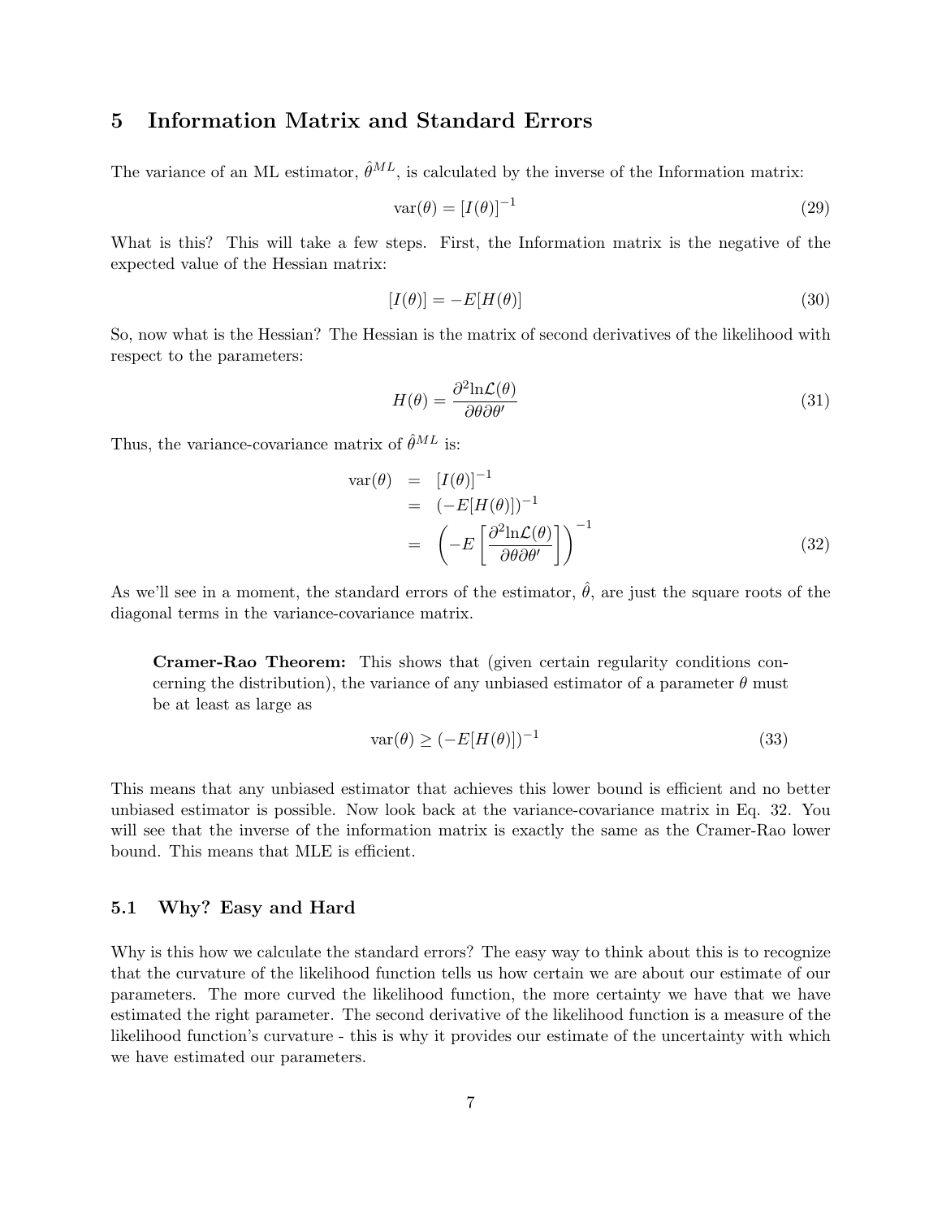## 5 Information Matrix and Standard Errors

The variance of an ML estimator, $\hat{\theta}^{ML}$, is calculated by the inverse of the Information matrix:

$$\text{var}(\theta) = [I(\theta)]^{-1} \tag{29}$$

What is this? This will take a few steps. First, the Information matrix is the negative of the expected value of the Hessian matrix:

$$[I(\theta)] = -E[H(\theta)] \tag{30}$$

So, now what is the Hessian? The Hessian is the matrix of second derivatives of the likelihood with respect to the parameters:

$$H(\theta) = \frac{\partial^2 \ln \mathcal{L}(\theta)}{\partial \theta \partial \theta'} \tag{31}$$

Thus, the variance-covariance matrix of $\hat{\theta}^{ML}$ is:

$$\begin{aligned}
\text{var}(\theta) &= [I(\theta)]^{-1} \\
&= (-E[H(\theta)])^{-1} \\
&= \left(-E\left[\frac{\partial^2 \ln \mathcal{L}(\theta)}{\partial \theta \partial \theta'}\right]\right)^{-1}
\end{aligned} \tag{32}$$

As we'll see in a moment, the standard errors of the estimator, $\hat{\theta}$, are just the square roots of the diagonal terms in the variance-covariance matrix.

> **Cramer-Rao Theorem:** This shows that (given certain regularity conditions concerning the distribution), the variance of any unbiased estimator of a parameter $\theta$ must be at least as large as
>
> $$\text{var}(\theta) \geq (-E[H(\theta)])^{-1} \tag{33}$$

This means that any unbiased estimator that achieves this lower bound is efficient and no better unbiased estimator is possible. Now look back at the variance-covariance matrix in Eq. 32. You will see that the inverse of the information matrix is exactly the same as the Cramer-Rao lower bound. This means that MLE is efficient.

### 5.1 Why? Easy and Hard

Why is this how we calculate the standard errors? The easy way to think about this is to recognize that the curvature of the likelihood function tells us how certain we are about our estimate of our parameters. The more curved the likelihood function, the more certainty we have that we have estimated the right parameter. The second derivative of the likelihood function is a measure of the likelihood function's curvature - this is why it provides our estimate of the uncertainty with which we have estimated our parameters.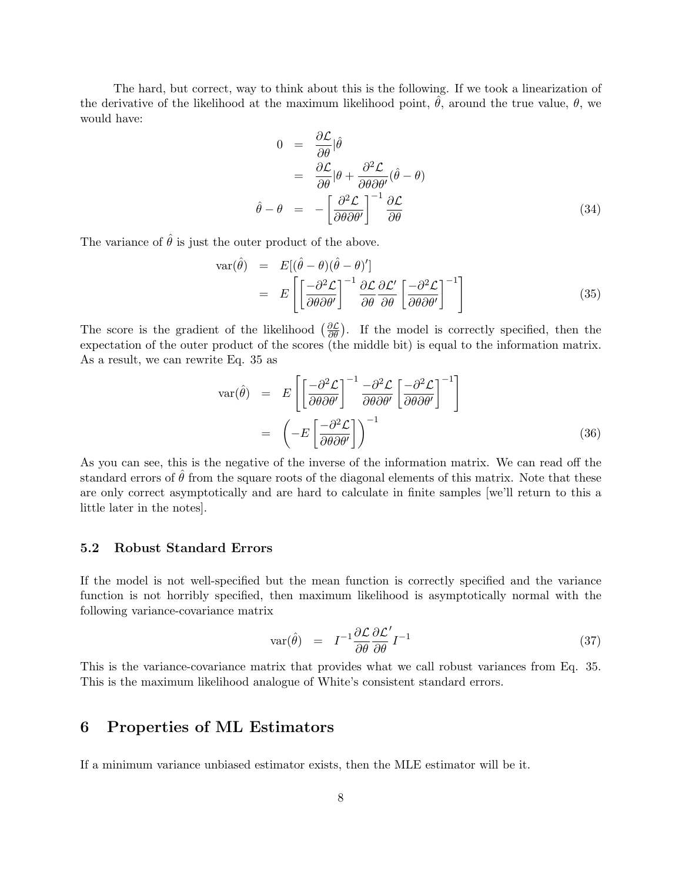The hard, but correct, way to think about this is the following. If we took a linearization of the derivative of the likelihood at the maximum likelihood point, $\hat{\theta}$, around the true value, $\theta$, we would have:

$$
\begin{aligned}
0 &= \frac{\partial \mathcal{L}}{\partial \theta}|\hat{\theta} \\
&= \frac{\partial \mathcal{L}}{\partial \theta}|\theta + \frac{\partial^2 \mathcal{L}}{\partial \theta \partial \theta'}(\hat{\theta} - \theta) \\
\hat{\theta} - \theta &= -\left[\frac{\partial^2 \mathcal{L}}{\partial \theta \partial \theta'}\right]^{-1} \frac{\partial \mathcal{L}}{\partial \theta}
\end{aligned} \tag{34}
$$

The variance of $\hat{\theta}$ is just the outer product of the above.

$$
\begin{aligned}
\text{var}(\hat{\theta}) &= E[(\hat{\theta} - \theta)(\hat{\theta} - \theta)'] \\
&= E\left[\left[\frac{-\partial^2 \mathcal{L}}{\partial \theta \partial \theta'}\right]^{-1} \frac{\partial \mathcal{L}}{\partial \theta} \frac{\partial \mathcal{L}'}{\partial \theta} \left[\frac{-\partial^2 \mathcal{L}}{\partial \theta \partial \theta'}\right]^{-1}\right]
\end{aligned} \tag{35}
$$

The score is the gradient of the likelihood $\left(\frac{\partial \mathcal{L}}{\partial \theta}\right)$. If the model is correctly specified, then the expectation of the outer product of the scores (the middle bit) is equal to the information matrix. As a result, we can rewrite Eq. 35 as

$$
\begin{aligned}
\text{var}(\hat{\theta}) &= E\left[\left[\frac{-\partial^2 \mathcal{L}}{\partial \theta \partial \theta'}\right]^{-1} \frac{-\partial^2 \mathcal{L}}{\partial \theta \partial \theta'} \left[\frac{-\partial^2 \mathcal{L}}{\partial \theta \partial \theta'}\right]^{-1}\right] \\
&= \left(-E\left[\frac{-\partial^2 \mathcal{L}}{\partial \theta \partial \theta'}\right]\right)^{-1}
\end{aligned} \tag{36}
$$

As you can see, this is the negative of the inverse of the information matrix. We can read off the standard errors of $\hat{\theta}$ from the square roots of the diagonal elements of this matrix. Note that these are only correct asymptotically and are hard to calculate in finite samples [we'll return to this a little later in the notes].

### 5.2 Robust Standard Errors

If the model is not well-specified but the mean function is correctly specified and the variance function is not horribly specified, then maximum likelihood is asymptotically normal with the following variance-covariance matrix

$$
\text{var}(\hat{\theta}) = I^{-1} \frac{\partial \mathcal{L}}{\partial \theta} \frac{\partial \mathcal{L}'}{\partial \theta} I^{-1} \tag{37}
$$

This is the variance-covariance matrix that provides what we call robust variances from Eq. 35. This is the maximum likelihood analogue of White's consistent standard errors.

## 6 Properties of ML Estimators

If a minimum variance unbiased estimator exists, then the MLE estimator will be it.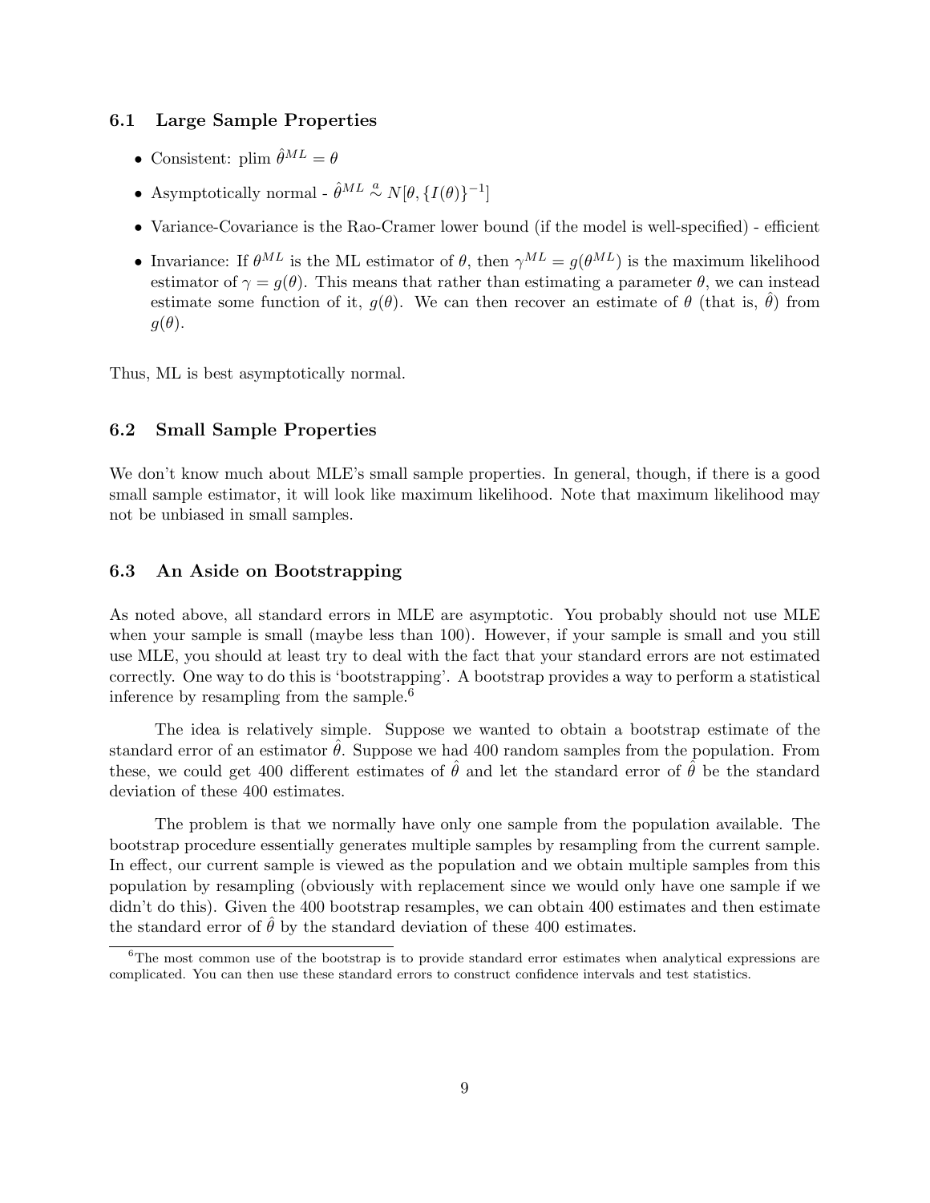### 6.1 Large Sample Properties

- Consistent: plim $\hat{\theta}^{ML} = \theta$
- Asymptotically normal - $\hat{\theta}^{ML} \overset{a}{\sim} N[\theta, \{I(\theta)\}^{-1}]$
- Variance-Covariance is the Rao-Cramer lower bound (if the model is well-specified) - efficient
- Invariance: If $\theta^{ML}$ is the ML estimator of $\theta$, then $\gamma^{ML} = g(\theta^{ML})$ is the maximum likelihood estimator of $\gamma = g(\theta)$. This means that rather than estimating a parameter $\theta$, we can instead estimate some function of it, $g(\theta)$. We can then recover an estimate of $\theta$ (that is, $\hat{\theta}$) from $g(\theta)$.

Thus, ML is best asymptotically normal.

### 6.2 Small Sample Properties

We don't know much about MLE's small sample properties. In general, though, if there is a good small sample estimator, it will look like maximum likelihood. Note that maximum likelihood may not be unbiased in small samples.

### 6.3 An Aside on Bootstrapping

As noted above, all standard errors in MLE are asymptotic. You probably should not use MLE when your sample is small (maybe less than 100). However, if your sample is small and you still use MLE, you should at least try to deal with the fact that your standard errors are not estimated correctly. One way to do this is 'bootstrapping'. A bootstrap provides a way to perform a statistical inference by resampling from the sample.[6]

The idea is relatively simple. Suppose we wanted to obtain a bootstrap estimate of the standard error of an estimator $\hat{\theta}$. Suppose we had 400 random samples from the population. From these, we could get 400 different estimates of $\hat{\theta}$ and let the standard error of $\hat{\theta}$ be the standard deviation of these 400 estimates.

The problem is that we normally have only one sample from the population available. The bootstrap procedure essentially generates multiple samples by resampling from the current sample. In effect, our current sample is viewed as the population and we obtain multiple samples from this population by resampling (obviously with replacement since we would only have one sample if we didn't do this). Given the 400 bootstrap resamples, we can obtain 400 estimates and then estimate the standard error of $\hat{\theta}$ by the standard deviation of these 400 estimates.

[6] The most common use of the bootstrap is to provide standard error estimates when analytical expressions are complicated. You can then use these standard errors to construct confidence intervals and test statistics.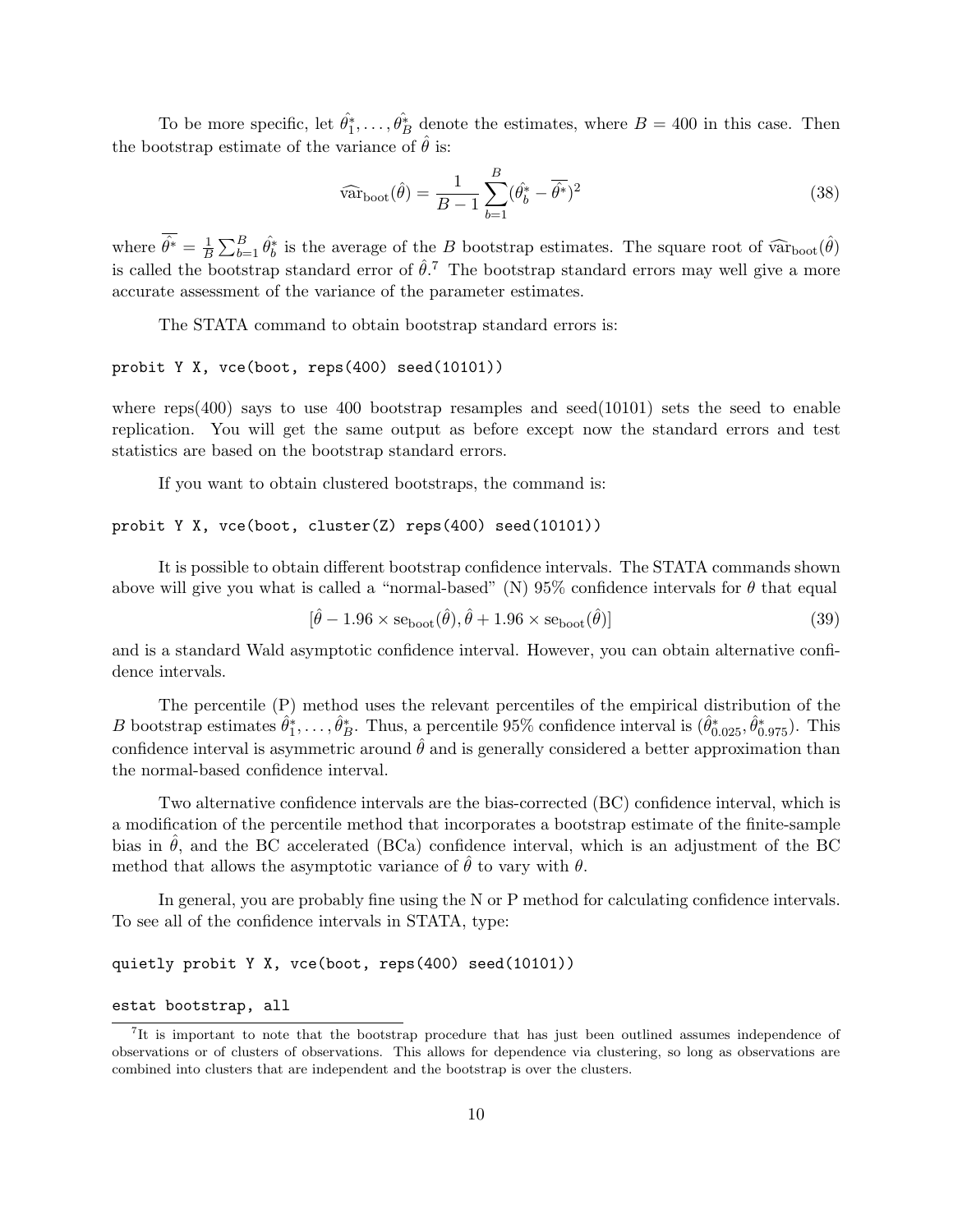To be more specific, let $\hat{\theta}_1^*, \ldots, \hat{\theta}_B^*$ denote the estimates, where $B = 400$ in this case. Then the bootstrap estimate of the variance of $\hat{\theta}$ is:

$$\widehat{\text{var}}_{\text{boot}}(\hat{\theta}) = \frac{1}{B-1} \sum_{b=1}^{B} (\hat{\theta}_b^* - \overline{\hat{\theta}^*})^2 \tag{38}$$

where $\overline{\hat{\theta}^*} = \frac{1}{B} \sum_{b=1}^{B} \hat{\theta}_b^*$ is the average of the $B$ bootstrap estimates. The square root of $\widehat{\text{var}}_{\text{boot}}(\hat{\theta})$ is called the bootstrap standard error of $\hat{\theta}$.[7] The bootstrap standard errors may well give a more accurate assessment of the variance of the parameter estimates.

The STATA command to obtain bootstrap standard errors is:

```
probit Y X, vce(boot, reps(400) seed(10101))
```

where reps(400) says to use 400 bootstrap resamples and seed(10101) sets the seed to enable replication. You will get the same output as before except now the standard errors and test statistics are based on the bootstrap standard errors.

If you want to obtain clustered bootstraps, the command is:

```
probit Y X, vce(boot, cluster(Z) reps(400) seed(10101))
```

It is possible to obtain different bootstrap confidence intervals. The STATA commands shown above will give you what is called a "normal-based" (N) 95% confidence intervals for $\theta$ that equal

$$[\hat{\theta} - 1.96 \times \text{se}_{\text{boot}}(\hat{\theta}), \hat{\theta} + 1.96 \times \text{se}_{\text{boot}}(\hat{\theta})] \tag{39}$$

and is a standard Wald asymptotic confidence interval. However, you can obtain alternative confidence intervals.

The percentile (P) method uses the relevant percentiles of the empirical distribution of the $B$ bootstrap estimates $\hat{\theta}_1^*, \ldots, \hat{\theta}_B^*$. Thus, a percentile 95% confidence interval is $(\hat{\theta}_{0.025}^*, \hat{\theta}_{0.975}^*)$. This confidence interval is asymmetric around $\hat{\theta}$ and is generally considered a better approximation than the normal-based confidence interval.

Two alternative confidence intervals are the bias-corrected (BC) confidence interval, which is a modification of the percentile method that incorporates a bootstrap estimate of the finite-sample bias in $\hat{\theta}$, and the BC accelerated (BCa) confidence interval, which is an adjustment of the BC method that allows the asymptotic variance of $\hat{\theta}$ to vary with $\theta$.

In general, you are probably fine using the N or P method for calculating confidence intervals. To see all of the confidence intervals in STATA, type:

```
quietly probit Y X, vce(boot, reps(400) seed(10101))

estat bootstrap, all
```

[7] It is important to note that the bootstrap procedure that has just been outlined assumes independence of observations or of clusters of observations. This allows for dependence via clustering, so long as observations are combined into clusters that are independent and the bootstrap is over the clusters.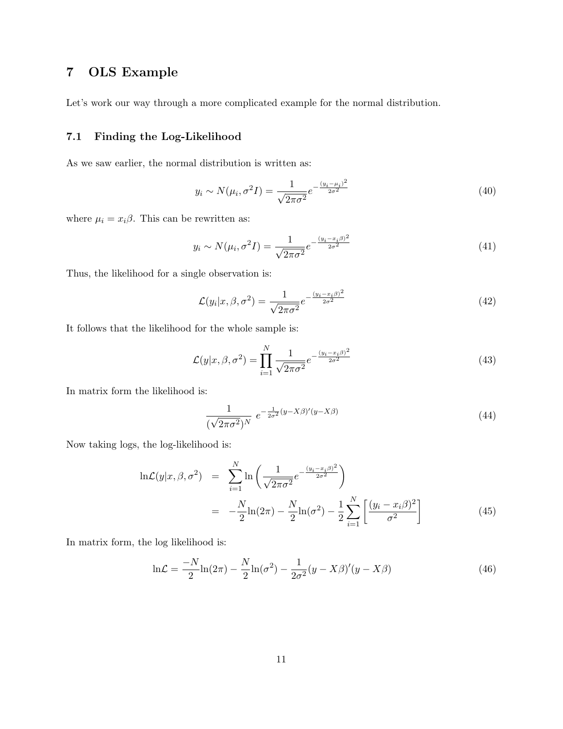# 7 OLS Example

Let's work our way through a more complicated example for the normal distribution.

## 7.1 Finding the Log-Likelihood

As we saw earlier, the normal distribution is written as:

$$y_i \sim N(\mu_i, \sigma^2 I) = \frac{1}{\sqrt{2\pi\sigma^2}} e^{-\frac{(y_i - \mu_i)^2}{2\sigma^2}} \tag{40}$$

where $\mu_i = x_i\beta$. This can be rewritten as:

$$y_i \sim N(\mu_i, \sigma^2 I) = \frac{1}{\sqrt{2\pi\sigma^2}} e^{-\frac{(y_i - x_i\beta)^2}{2\sigma^2}} \tag{41}$$

Thus, the likelihood for a single observation is:

$$\mathcal{L}(y_i | x, \beta, \sigma^2) = \frac{1}{\sqrt{2\pi\sigma^2}} e^{-\frac{(y_i - x_i\beta)^2}{2\sigma^2}} \tag{42}$$

It follows that the likelihood for the whole sample is:

$$\mathcal{L}(y | x, \beta, \sigma^2) = \prod_{i=1}^{N} \frac{1}{\sqrt{2\pi\sigma^2}} e^{-\frac{(y_i - x_i\beta)^2}{2\sigma^2}} \tag{43}$$

In matrix form the likelihood is:

$$\frac{1}{(\sqrt{2\pi\sigma^2})^N} \; e^{-\frac{1}{2\sigma^2}(y - X\beta)'(y - X\beta)} \tag{44}$$

Now taking logs, the log-likelihood is:

$$\begin{aligned} \ln\mathcal{L}(y | x, \beta, \sigma^2) &= \sum_{i=1}^{N} \ln\left( \frac{1}{\sqrt{2\pi\sigma^2}} e^{-\frac{(y_i - x_i\beta)^2}{2\sigma^2}} \right) \\ &= -\frac{N}{2}\ln(2\pi) - \frac{N}{2}\ln(\sigma^2) - \frac{1}{2}\sum_{i=1}^{N}\left[\frac{(y_i - x_i\beta)^2}{\sigma^2}\right] \end{aligned} \tag{45}$$

In matrix form, the log likelihood is:

$$\ln\mathcal{L} = \frac{-N}{2}\ln(2\pi) - \frac{N}{2}\ln(\sigma^2) - \frac{1}{2\sigma^2}(y - X\beta)'(y - X\beta) \tag{46}$$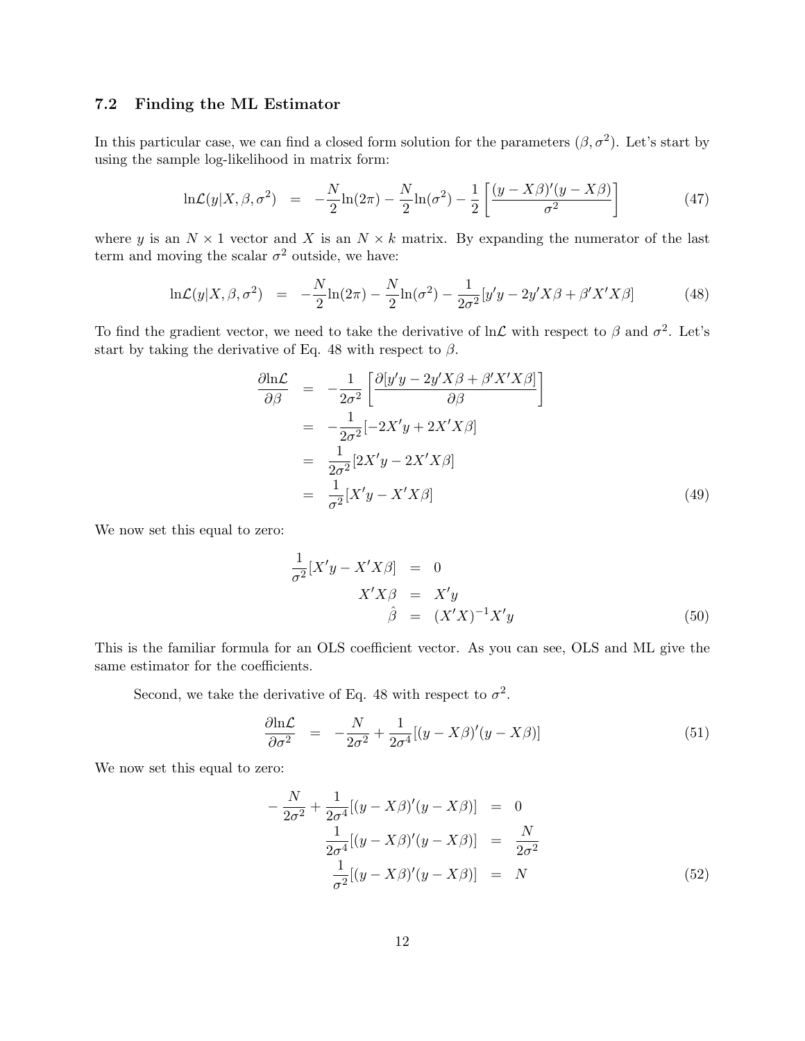### 7.2 Finding the ML Estimator

In this particular case, we can find a closed form solution for the parameters $(\beta, \sigma^2)$. Let's start by using the sample log-likelihood in matrix form:

$$\ln\mathcal{L}(y|X,\beta,\sigma^2) = -\frac{N}{2}\ln(2\pi) - \frac{N}{2}\ln(\sigma^2) - \frac{1}{2}\left[\frac{(y - X\beta)'(y - X\beta)}{\sigma^2}\right] \tag{47}$$

where $y$ is an $N \times 1$ vector and $X$ is an $N \times k$ matrix. By expanding the numerator of the last term and moving the scalar $\sigma^2$ outside, we have:

$$\ln\mathcal{L}(y|X,\beta,\sigma^2) = -\frac{N}{2}\ln(2\pi) - \frac{N}{2}\ln(\sigma^2) - \frac{1}{2\sigma^2}[y'y - 2y'X\beta + \beta'X'X\beta] \tag{48}$$

To find the gradient vector, we need to take the derivative of $\ln\mathcal{L}$ with respect to $\beta$ and $\sigma^2$. Let's start by taking the derivative of Eq. 48 with respect to $\beta$.

$$\begin{aligned}
\frac{\partial \ln\mathcal{L}}{\partial\beta} &= -\frac{1}{2\sigma^2}\left[\frac{\partial[y'y - 2y'X\beta + \beta'X'X\beta]}{\partial\beta}\right] \\
&= -\frac{1}{2\sigma^2}[-2X'y + 2X'X\beta] \\
&= \frac{1}{2\sigma^2}[2X'y - 2X'X\beta] \\
&= \frac{1}{\sigma^2}[X'y - X'X\beta]
\end{aligned} \tag{49}$$

We now set this equal to zero:

$$\begin{aligned}
\frac{1}{\sigma^2}[X'y - X'X\beta] &= 0 \\
X'X\beta &= X'y \\
\hat{\beta} &= (X'X)^{-1}X'y
\end{aligned} \tag{50}$$

This is the familiar formula for an OLS coefficient vector. As you can see, OLS and ML give the same estimator for the coefficients.

Second, we take the derivative of Eq. 48 with respect to $\sigma^2$.

$$\frac{\partial \ln\mathcal{L}}{\partial\sigma^2} = -\frac{N}{2\sigma^2} + \frac{1}{2\sigma^4}[(y - X\beta)'(y - X\beta)] \tag{51}$$

We now set this equal to zero:

$$\begin{aligned}
-\frac{N}{2\sigma^2} + \frac{1}{2\sigma^4}[(y - X\beta)'(y - X\beta)] &= 0 \\
\frac{1}{2\sigma^4}[(y - X\beta)'(y - X\beta)] &= \frac{N}{2\sigma^2} \\
\frac{1}{\sigma^2}[(y - X\beta)'(y - X\beta)] &= N
\end{aligned} \tag{52}$$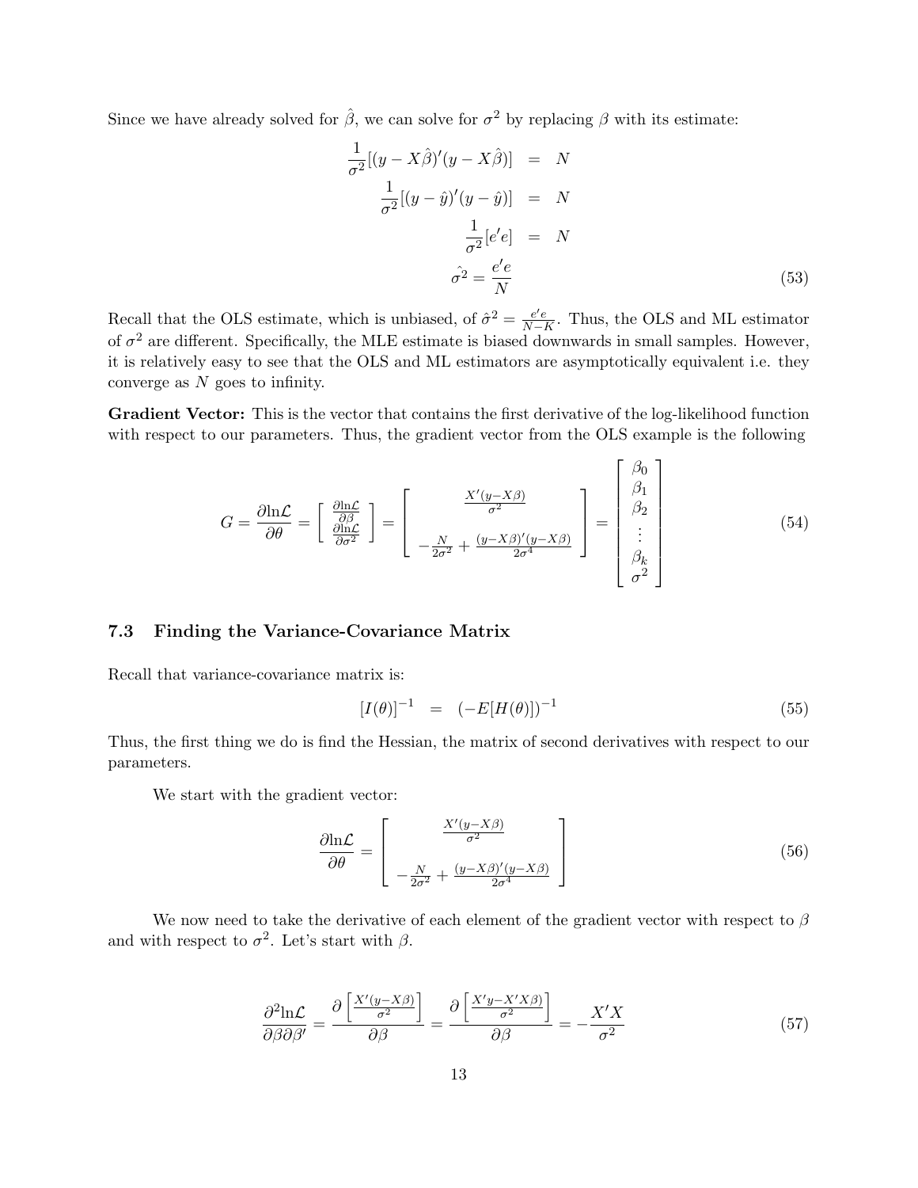Since we have already solved for $\hat{\beta}$, we can solve for $\sigma^2$ by replacing $\beta$ with its estimate:

$$
\begin{aligned}
\frac{1}{\sigma^2}[(y - X\hat{\beta})'(y - X\hat{\beta})] &= N \\
\frac{1}{\sigma^2}[(y - \hat{y})'(y - \hat{y})] &= N \\
\frac{1}{\sigma^2}[e'e] &= N \\
\hat{\sigma^2} = \frac{e'e}{N} &
\end{aligned}
\tag{53}
$$

Recall that the OLS estimate, which is unbiased, of $\hat{\sigma}^2 = \frac{e'e}{N-K}$. Thus, the OLS and ML estimator of $\sigma^2$ are different. Specifically, the MLE estimate is biased downwards in small samples. However, it is relatively easy to see that the OLS and ML estimators are asymptotically equivalent i.e. they converge as $N$ goes to infinity.

**Gradient Vector:** This is the vector that contains the first derivative of the log-likelihood function with respect to our parameters. Thus, the gradient vector from the OLS example is the following

$$
G = \frac{\partial \ln \mathcal{L}}{\partial \theta} = \begin{bmatrix} \frac{\partial \ln \mathcal{L}}{\partial \beta} \\ \frac{\partial \ln \mathcal{L}}{\partial \sigma^2} \end{bmatrix} = \begin{bmatrix} \frac{X'(y - X\beta)}{\sigma^2} \\ \\ -\frac{N}{2\sigma^2} + \frac{(y - X\beta)'(y - X\beta)}{2\sigma^4} \end{bmatrix} = \begin{bmatrix} \beta_0 \\ \beta_1 \\ \beta_2 \\ \vdots \\ \beta_k \\ \sigma^2 \end{bmatrix}
\tag{54}
$$

### 7.3 Finding the Variance-Covariance Matrix

Recall that variance-covariance matrix is:

$$
[I(\theta)]^{-1} = (-E[H(\theta)])^{-1}
\tag{55}
$$

Thus, the first thing we do is find the Hessian, the matrix of second derivatives with respect to our parameters.

We start with the gradient vector:

$$
\frac{\partial \ln \mathcal{L}}{\partial \theta} = \begin{bmatrix} \frac{X'(y - X\beta)}{\sigma^2} \\ \\ -\frac{N}{2\sigma^2} + \frac{(y - X\beta)'(y - X\beta)}{2\sigma^4} \end{bmatrix}
\tag{56}
$$

We now need to take the derivative of each element of the gradient vector with respect to $\beta$ and with respect to $\sigma^2$. Let's start with $\beta$.

$$
\frac{\partial^2 \ln \mathcal{L}}{\partial \beta \partial \beta'} = \frac{\partial \left[\frac{X'(y - X\beta)}{\sigma^2}\right]}{\partial \beta} = \frac{\partial \left[\frac{X'y - X'X\beta}{\sigma^2}\right]}{\partial \beta} = -\frac{X'X}{\sigma^2}
\tag{57}
$$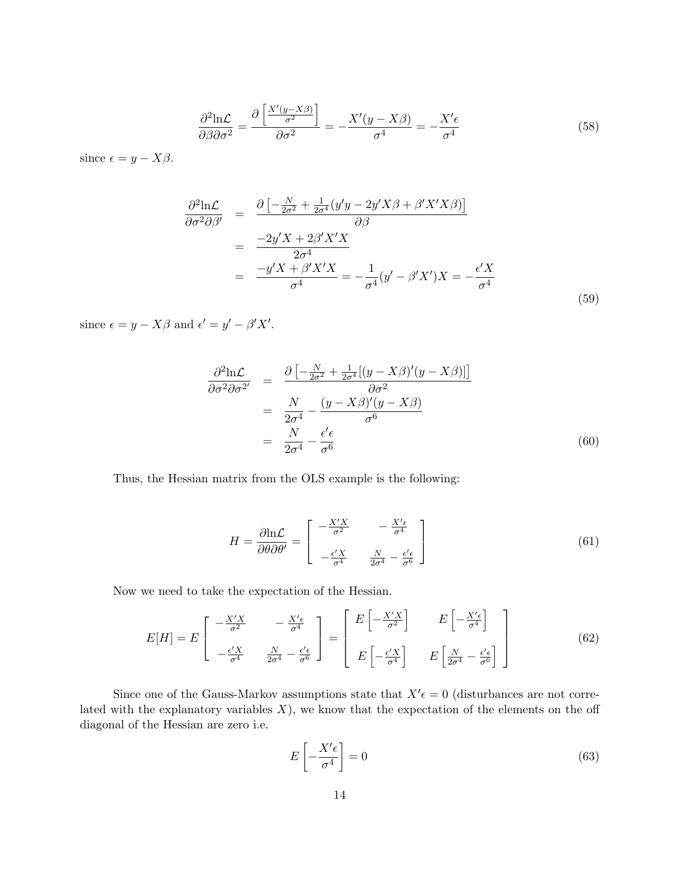$$\frac{\partial^2 \ln\mathcal{L}}{\partial\beta\partial\sigma^2} = \frac{\partial\left[\frac{X'(y-X\beta)}{\sigma^2}\right]}{\partial\sigma^2} = -\frac{X'(y-X\beta)}{\sigma^4} = -\frac{X'\epsilon}{\sigma^4} \tag{58}$$

since $\epsilon = y - X\beta$.

$$\begin{aligned}
\frac{\partial^2 \ln\mathcal{L}}{\partial\sigma^2\partial\beta'} &= \frac{\partial\left[-\frac{N}{2\sigma^2} + \frac{1}{2\sigma^4}(y'y - 2y'X\beta + \beta'X'X\beta)\right]}{\partial\beta} \\
&= \frac{-2y'X + 2\beta'X'X}{2\sigma^4} \\
&= \frac{-y'X + \beta'X'X}{\sigma^4} = -\frac{1}{\sigma^4}(y' - \beta'X')X = -\frac{\epsilon'X}{\sigma^4}
\end{aligned} \tag{59}$$

since $\epsilon = y - X\beta$ and $\epsilon' = y' - \beta'X'$.

$$\begin{aligned}
\frac{\partial^2 \ln\mathcal{L}}{\partial\sigma^2\partial\sigma^{2'}} &= \frac{\partial\left[-\frac{N}{2\sigma^2} + \frac{1}{2\sigma^4}[(y-X\beta)'(y-X\beta)]\right]}{\partial\sigma^2} \\
&= \frac{N}{2\sigma^4} - \frac{(y-X\beta)'(y-X\beta)}{\sigma^6} \\
&= \frac{N}{2\sigma^4} - \frac{\epsilon'\epsilon}{\sigma^6}
\end{aligned} \tag{60}$$

Thus, the Hessian matrix from the OLS example is the following:

$$H = \frac{\partial \ln\mathcal{L}}{\partial\theta\partial\theta'} = \begin{bmatrix} -\frac{X'X}{\sigma^2} & -\frac{X'\epsilon}{\sigma^4} \\ -\frac{\epsilon'X}{\sigma^4} & \frac{N}{2\sigma^4} - \frac{\epsilon'\epsilon}{\sigma^6} \end{bmatrix} \tag{61}$$

Now we need to take the expectation of the Hessian.

$$E[H] = E\begin{bmatrix} -\frac{X'X}{\sigma^2} & -\frac{X'\epsilon}{\sigma^4} \\ -\frac{\epsilon'X}{\sigma^4} & \frac{N}{2\sigma^4} - \frac{\epsilon'\epsilon}{\sigma^6} \end{bmatrix} = \begin{bmatrix} E\left[-\frac{X'X}{\sigma^2}\right] & E\left[-\frac{X'\epsilon}{\sigma^4}\right] \\ E\left[-\frac{\epsilon'X}{\sigma^4}\right] & E\left[\frac{N}{2\sigma^4} - \frac{\epsilon'\epsilon}{\sigma^6}\right] \end{bmatrix} \tag{62}$$

Since one of the Gauss-Markov assumptions state that $X'\epsilon = 0$ (disturbances are not correlated with the explanatory variables $X$), we know that the expectation of the elements on the off diagonal of the Hessian are zero i.e.

$$E\left[-\frac{X'\epsilon}{\sigma^4}\right] = 0 \tag{63}$$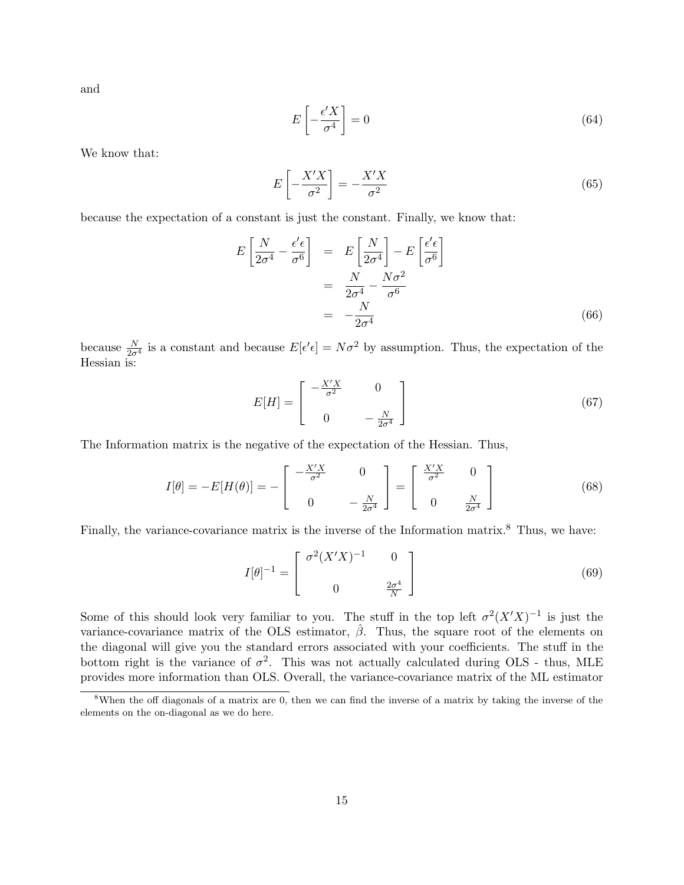and

$$E\left[-\frac{\epsilon' X}{\sigma^4}\right] = 0 \tag{64}$$

We know that:

$$E\left[-\frac{X'X}{\sigma^2}\right] = -\frac{X'X}{\sigma^2} \tag{65}$$

because the expectation of a constant is just the constant. Finally, we know that:

$$\begin{aligned}
E\left[\frac{N}{2\sigma^4} - \frac{\epsilon'\epsilon}{\sigma^6}\right] &= E\left[\frac{N}{2\sigma^4}\right] - E\left[\frac{\epsilon'\epsilon}{\sigma^6}\right] \\
&= \frac{N}{2\sigma^4} - \frac{N\sigma^2}{\sigma^6} \\
&= -\frac{N}{2\sigma^4}
\end{aligned} \tag{66}$$

because $\frac{N}{2\sigma^4}$ is a constant and because $E[\epsilon'\epsilon] = N\sigma^2$ by assumption. Thus, the expectation of the Hessian is:

$$E[H] = \begin{bmatrix} -\frac{X'X}{\sigma^2} & 0 \\ 0 & -\frac{N}{2\sigma^4} \end{bmatrix} \tag{67}$$

The Information matrix is the negative of the expectation of the Hessian. Thus,

$$I[\theta] = -E[H(\theta)] = -\begin{bmatrix} -\frac{X'X}{\sigma^2} & 0 \\ 0 & -\frac{N}{2\sigma^4} \end{bmatrix} = \begin{bmatrix} \frac{X'X}{\sigma^2} & 0 \\ 0 & \frac{N}{2\sigma^4} \end{bmatrix} \tag{68}$$

Finally, the variance-covariance matrix is the inverse of the Information matrix.[8] Thus, we have:

$$I[\theta]^{-1} = \begin{bmatrix} \sigma^2(X'X)^{-1} & 0 \\ 0 & \frac{2\sigma^4}{N} \end{bmatrix} \tag{69}$$

Some of this should look very familiar to you. The stuff in the top left $\sigma^2(X'X)^{-1}$ is just the variance-covariance matrix of the OLS estimator, $\hat{\beta}$. Thus, the square root of the elements on the diagonal will give you the standard errors associated with your coefficients. The stuff in the bottom right is the variance of $\sigma^2$. This was not actually calculated during OLS - thus, MLE provides more information than OLS. Overall, the variance-covariance matrix of the ML estimator

[8] When the off diagonals of a matrix are 0, then we can find the inverse of a matrix by taking the inverse of the elements on the on-diagonal as we do here.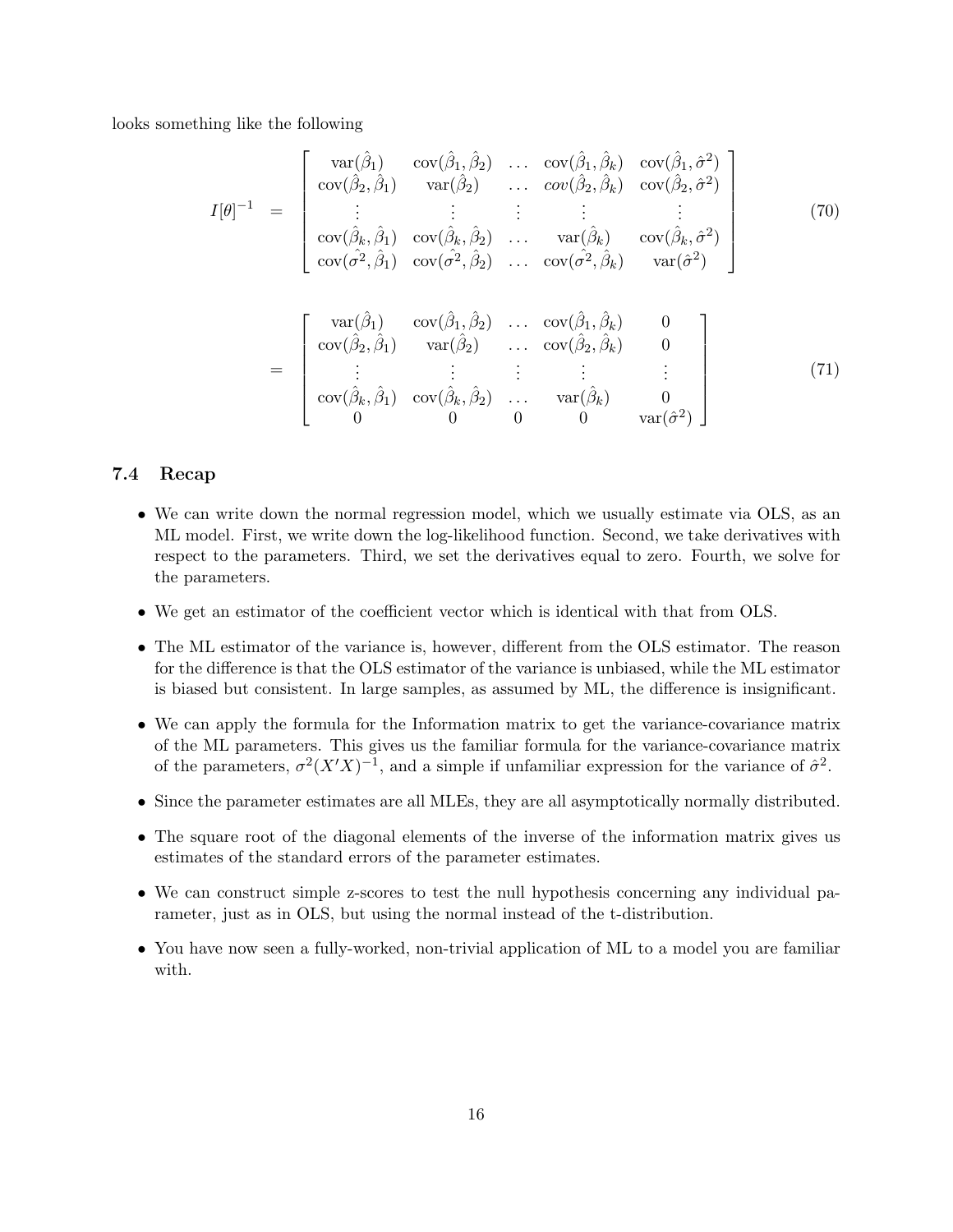looks something like the following

$$
I[\theta]^{-1} = \begin{bmatrix} \text{var}(\hat{\beta}_1) & \text{cov}(\hat{\beta}_1, \hat{\beta}_2) & \dots & \text{cov}(\hat{\beta}_1, \hat{\beta}_k) & \text{cov}(\hat{\beta}_1, \hat{\sigma}^2) \\ \text{cov}(\hat{\beta}_2, \hat{\beta}_1) & \text{var}(\hat{\beta}_2) & \dots & cov(\hat{\beta}_2, \hat{\beta}_k) & \text{cov}(\hat{\beta}_2, \hat{\sigma}^2) \\ \vdots & \vdots & \vdots & \vdots & \vdots \\ \text{cov}(\hat{\beta}_k, \hat{\beta}_1) & \text{cov}(\hat{\beta}_k, \hat{\beta}_2) & \dots & \text{var}(\hat{\beta}_k) & \text{cov}(\hat{\beta}_k, \hat{\sigma}^2) \\ \text{cov}(\hat{\sigma^2}, \hat{\beta}_1) & \text{cov}(\hat{\sigma^2}, \hat{\beta}_2) & \dots & \text{cov}(\hat{\sigma^2}, \hat{\beta}_k) & \text{var}(\hat{\sigma}^2) \end{bmatrix} \quad (70)
$$

$$
= \begin{bmatrix} \text{var}(\hat{\beta}_1) & \text{cov}(\hat{\beta}_1, \hat{\beta}_2) & \dots & \text{cov}(\hat{\beta}_1, \hat{\beta}_k) & 0 \\ \text{cov}(\hat{\beta}_2, \hat{\beta}_1) & \text{var}(\hat{\beta}_2) & \dots & \text{cov}(\hat{\beta}_2, \hat{\beta}_k) & 0 \\ \vdots & \vdots & \vdots & \vdots & \vdots \\ \text{cov}(\hat{\beta}_k, \hat{\beta}_1) & \text{cov}(\hat{\beta}_k, \hat{\beta}_2) & \dots & \text{var}(\hat{\beta}_k) & 0 \\ 0 & 0 & 0 & 0 & \text{var}(\hat{\sigma}^2) \end{bmatrix} \quad (71)
$$

### 7.4 Recap

- We can write down the normal regression model, which we usually estimate via OLS, as an ML model. First, we write down the log-likelihood function. Second, we take derivatives with respect to the parameters. Third, we set the derivatives equal to zero. Fourth, we solve for the parameters.
- We get an estimator of the coefficient vector which is identical with that from OLS.
- The ML estimator of the variance is, however, different from the OLS estimator. The reason for the difference is that the OLS estimator of the variance is unbiased, while the ML estimator is biased but consistent. In large samples, as assumed by ML, the difference is insignificant.
- We can apply the formula for the Information matrix to get the variance-covariance matrix of the ML parameters. This gives us the familiar formula for the variance-covariance matrix of the parameters, $\sigma^2(X'X)^{-1}$, and a simple if unfamiliar expression for the variance of $\hat{\sigma}^2$.
- Since the parameter estimates are all MLEs, they are all asymptotically normally distributed.
- The square root of the diagonal elements of the inverse of the information matrix gives us estimates of the standard errors of the parameter estimates.
- We can construct simple z-scores to test the null hypothesis concerning any individual parameter, just as in OLS, but using the normal instead of the t-distribution.
- You have now seen a fully-worked, non-trivial application of ML to a model you are familiar with.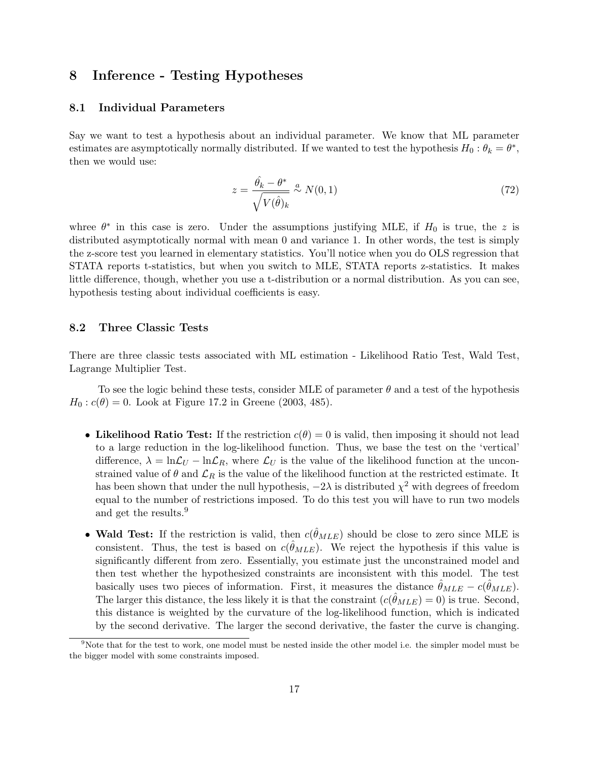# 8 Inference - Testing Hypotheses

## 8.1 Individual Parameters

Say we want to test a hypothesis about an individual parameter. We know that ML parameter estimates are asymptotically normally distributed. If we wanted to test the hypothesis $H_0 : \theta_k = \theta^*$, then we would use:

$$z = \frac{\hat{\theta_k} - \theta^*}{\sqrt{V(\hat{\theta})_k}} \overset{a}{\sim} N(0,1) \tag{72}$$

whree $\theta^*$ in this case is zero. Under the assumptions justifying MLE, if $H_0$ is true, the $z$ is distributed asymptotically normal with mean 0 and variance 1. In other words, the test is simply the z-score test you learned in elementary statistics. You'll notice when you do OLS regression that STATA reports t-statistics, but when you switch to MLE, STATA reports z-statistics. It makes little difference, though, whether you use a t-distribution or a normal distribution. As you can see, hypothesis testing about individual coefficients is easy.

## 8.2 Three Classic Tests

There are three classic tests associated with ML estimation - Likelihood Ratio Test, Wald Test, Lagrange Multiplier Test.

To see the logic behind these tests, consider MLE of parameter $\theta$ and a test of the hypothesis $H_0 : c(\theta) = 0$. Look at Figure 17.2 in Greene (2003, 485).

- **Likelihood Ratio Test:** If the restriction $c(\theta) = 0$ is valid, then imposing it should not lead to a large reduction in the log-likelihood function. Thus, we base the test on the 'vertical' difference, $\lambda = \ln\mathcal{L}_U - \ln\mathcal{L}_R$, where $\mathcal{L}_U$ is the value of the likelihood function at the unconstrained value of $\theta$ and $\mathcal{L}_R$ is the value of the likelihood function at the restricted estimate. It has been shown that under the null hypothesis, $-2\lambda$ is distributed $\chi^2$ with degrees of freedom equal to the number of restrictions imposed. To do this test you will have to run two models and get the results.[9]

- **Wald Test:** If the restriction is valid, then $c(\hat{\theta}_{MLE})$ should be close to zero since MLE is consistent. Thus, the test is based on $c(\hat{\theta}_{MLE})$. We reject the hypothesis if this value is significantly different from zero. Essentially, you estimate just the unconstrained model and then test whether the hypothesized constraints are inconsistent with this model. The test basically uses two pieces of information. First, it measures the distance $\hat{\theta}_{MLE} - c(\hat{\theta}_{MLE})$. The larger this distance, the less likely it is that the constraint $(c(\hat{\theta}_{MLE}) = 0)$ is true. Second, this distance is weighted by the curvature of the log-likelihood function, which is indicated by the second derivative. The larger the second derivative, the faster the curve is changing.

[9] Note that for the test to work, one model must be nested inside the other model i.e. the simpler model must be the bigger model with some constraints imposed.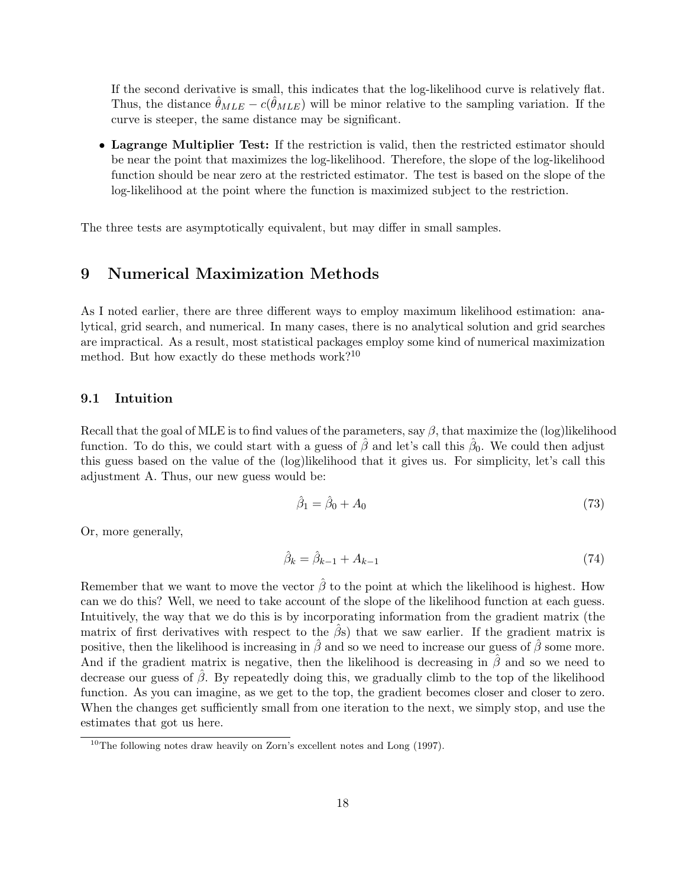If the second derivative is small, this indicates that the log-likelihood curve is relatively flat. Thus, the distance $\hat{\theta}_{MLE} - c(\hat{\theta}_{MLE})$ will be minor relative to the sampling variation. If the curve is steeper, the same distance may be significant.

- **Lagrange Multiplier Test:** If the restriction is valid, then the restricted estimator should be near the point that maximizes the log-likelihood. Therefore, the slope of the log-likelihood function should be near zero at the restricted estimator. The test is based on the slope of the log-likelihood at the point where the function is maximized subject to the restriction.

The three tests are asymptotically equivalent, but may differ in small samples.

# 9 Numerical Maximization Methods

As I noted earlier, there are three different ways to employ maximum likelihood estimation: analytical, grid search, and numerical. In many cases, there is no analytical solution and grid searches are impractical. As a result, most statistical packages employ some kind of numerical maximization method. But how exactly do these methods work?[10]

## 9.1 Intuition

Recall that the goal of MLE is to find values of the parameters, say $\beta$, that maximize the (log)likelihood function. To do this, we could start with a guess of $\hat{\beta}$ and let's call this $\hat{\beta}_0$. We could then adjust this guess based on the value of the (log)likelihood that it gives us. For simplicity, let's call this adjustment A. Thus, our new guess would be:

$$\hat{\beta}_1 = \hat{\beta}_0 + A_0 \tag{73}$$

Or, more generally,

$$\hat{\beta}_k = \hat{\beta}_{k-1} + A_{k-1} \tag{74}$$

Remember that we want to move the vector $\hat{\beta}$ to the point at which the likelihood is highest. How can we do this? Well, we need to take account of the slope of the likelihood function at each guess. Intuitively, the way that we do this is by incorporating information from the gradient matrix (the matrix of first derivatives with respect to the $\hat{\beta}$s) that we saw earlier. If the gradient matrix is positive, then the likelihood is increasing in $\hat{\beta}$ and so we need to increase our guess of $\hat{\beta}$ some more. And if the gradient matrix is negative, then the likelihood is decreasing in $\hat{\beta}$ and so we need to decrease our guess of $\hat{\beta}$. By repeatedly doing this, we gradually climb to the top of the likelihood function. As you can imagine, as we get to the top, the gradient becomes closer and closer to zero. When the changes get sufficiently small from one iteration to the next, we simply stop, and use the estimates that got us here.

[10] The following notes draw heavily on Zorn's excellent notes and Long (1997).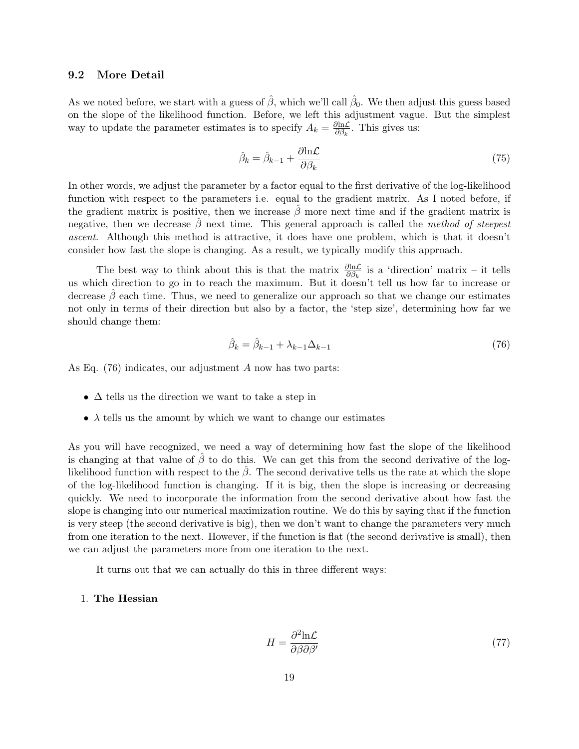### 9.2 More Detail

As we noted before, we start with a guess of $\hat{\beta}$, which we'll call $\hat{\beta}_0$. We then adjust this guess based on the slope of the likelihood function. Before, we left this adjustment vague. But the simplest way to update the parameter estimates is to specify $A_k = \frac{\partial \ln \mathcal{L}}{\partial \beta_k}$. This gives us:

$$\hat{\beta}_k = \hat{\beta}_{k-1} + \frac{\partial \ln \mathcal{L}}{\partial \beta_k} \tag{75}$$

In other words, we adjust the parameter by a factor equal to the first derivative of the log-likelihood function with respect to the parameters i.e. equal to the gradient matrix. As I noted before, if the gradient matrix is positive, then we increase $\hat{\beta}$ more next time and if the gradient matrix is negative, then we decrease $\hat{\beta}$ next time. This general approach is called the *method of steepest ascent*. Although this method is attractive, it does have one problem, which is that it doesn't consider how fast the slope is changing. As a result, we typically modify this approach.

The best way to think about this is that the matrix $\frac{\partial \ln \mathcal{L}}{\partial \beta_k}$ is a 'direction' matrix – it tells us which direction to go in to reach the maximum. But it doesn't tell us how far to increase or decrease $\hat{\beta}$ each time. Thus, we need to generalize our approach so that we change our estimates not only in terms of their direction but also by a factor, the 'step size', determining how far we should change them:

$$\hat{\beta}_k = \hat{\beta}_{k-1} + \lambda_{k-1} \Delta_{k-1} \tag{76}$$

As Eq. (76) indicates, our adjustment $A$ now has two parts:

- $\Delta$ tells us the direction we want to take a step in
- $\lambda$ tells us the amount by which we want to change our estimates

As you will have recognized, we need a way of determining how fast the slope of the likelihood is changing at that value of $\hat{\beta}$ to do this. We can get this from the second derivative of the log-likelihood function with respect to the $\hat{\beta}$. The second derivative tells us the rate at which the slope of the log-likelihood function is changing. If it is big, then the slope is increasing or decreasing quickly. We need to incorporate the information from the second derivative about how fast the slope is changing into our numerical maximization routine. We do this by saying that if the function is very steep (the second derivative is big), then we don't want to change the parameters very much from one iteration to the next. However, if the function is flat (the second derivative is small), then we can adjust the parameters more from one iteration to the next.

It turns out that we can actually do this in three different ways:

1. **The Hessian**

$$H = \frac{\partial^2 \ln \mathcal{L}}{\partial \beta \partial \beta'} \tag{77}$$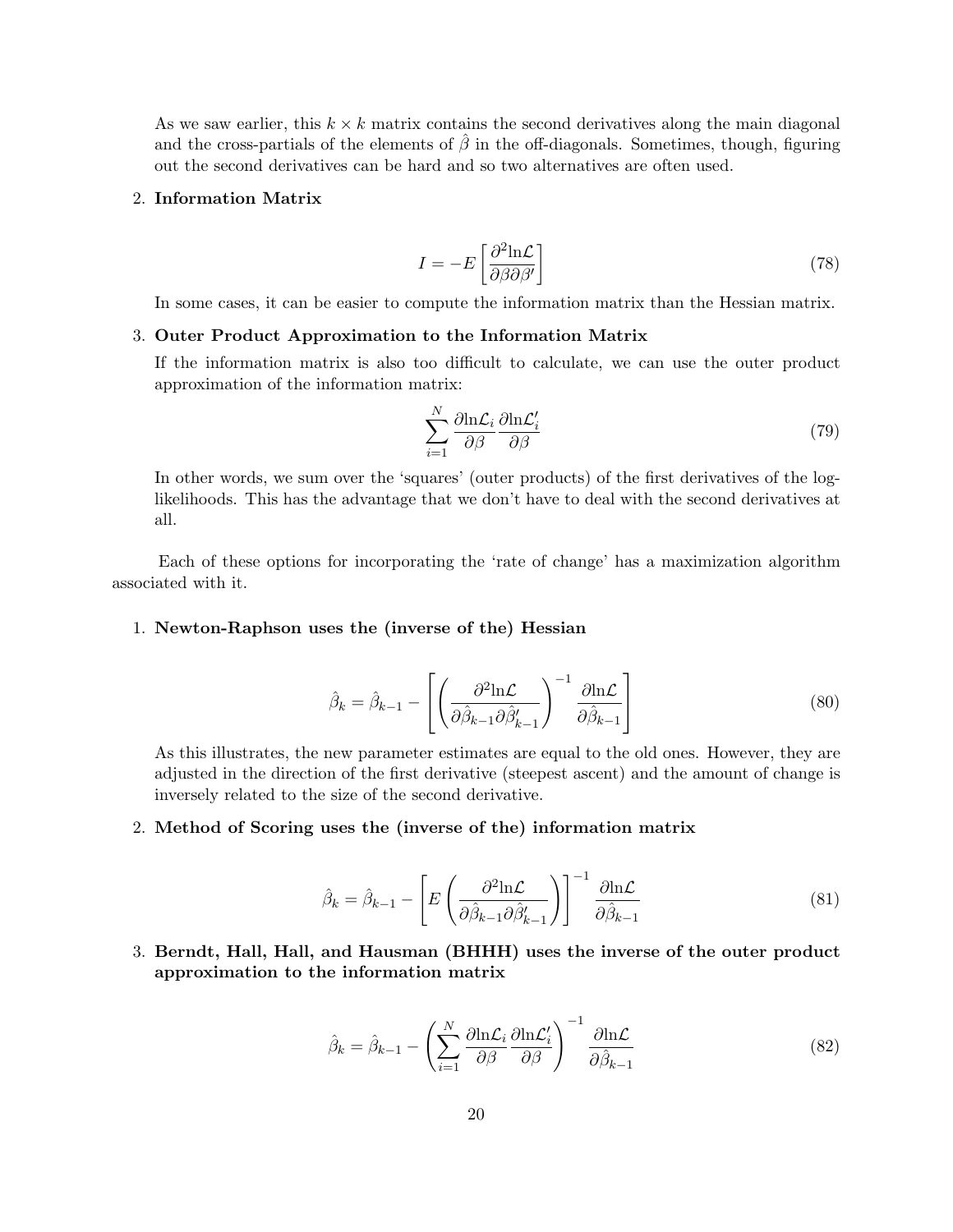As we saw earlier, this $k \times k$ matrix contains the second derivatives along the main diagonal and the cross-partials of the elements of $\hat{\beta}$ in the off-diagonals. Sometimes, though, figuring out the second derivatives can be hard and so two alternatives are often used.

2. **Information Matrix**

$$I = -E\left[\frac{\partial^2 \text{ln}\mathcal{L}}{\partial\beta\partial\beta'}\right] \tag{78}$$

In some cases, it can be easier to compute the information matrix than the Hessian matrix.

3. **Outer Product Approximation to the Information Matrix**

If the information matrix is also too difficult to calculate, we can use the outer product approximation of the information matrix:

$$\sum_{i=1}^{N} \frac{\partial \text{ln}\mathcal{L}_i}{\partial\beta}\frac{\partial \text{ln}\mathcal{L}_i'}{\partial\beta} \tag{79}$$

In other words, we sum over the 'squares' (outer products) of the first derivatives of the log-likelihoods. This has the advantage that we don't have to deal with the second derivatives at all.

Each of these options for incorporating the 'rate of change' has a maximization algorithm associated with it.

1. **Newton-Raphson uses the (inverse of the) Hessian**

$$\hat{\beta}_k = \hat{\beta}_{k-1} - \left[\left(\frac{\partial^2 \text{ln}\mathcal{L}}{\partial\hat{\beta}_{k-1}\partial\hat{\beta}_{k-1}'}\right)^{-1}\frac{\partial \text{ln}\mathcal{L}}{\partial\hat{\beta}_{k-1}}\right] \tag{80}$$

As this illustrates, the new parameter estimates are equal to the old ones. However, they are adjusted in the direction of the first derivative (steepest ascent) and the amount of change is inversely related to the size of the second derivative.

2. **Method of Scoring uses the (inverse of the) information matrix**

$$\hat{\beta}_k = \hat{\beta}_{k-1} - \left[E\left(\frac{\partial^2 \text{ln}\mathcal{L}}{\partial\hat{\beta}_{k-1}\partial\hat{\beta}_{k-1}'}\right)\right]^{-1}\frac{\partial \text{ln}\mathcal{L}}{\partial\hat{\beta}_{k-1}} \tag{81}$$

3. **Berndt, Hall, Hall, and Hausman (BHHH) uses the inverse of the outer product approximation to the information matrix**

$$\hat{\beta}_k = \hat{\beta}_{k-1} - \left(\sum_{i=1}^{N} \frac{\partial \text{ln}\mathcal{L}_i}{\partial\beta}\frac{\partial \text{ln}\mathcal{L}_i'}{\partial\beta}\right)^{-1}\frac{\partial \text{ln}\mathcal{L}}{\partial\hat{\beta}_{k-1}} \tag{82}$$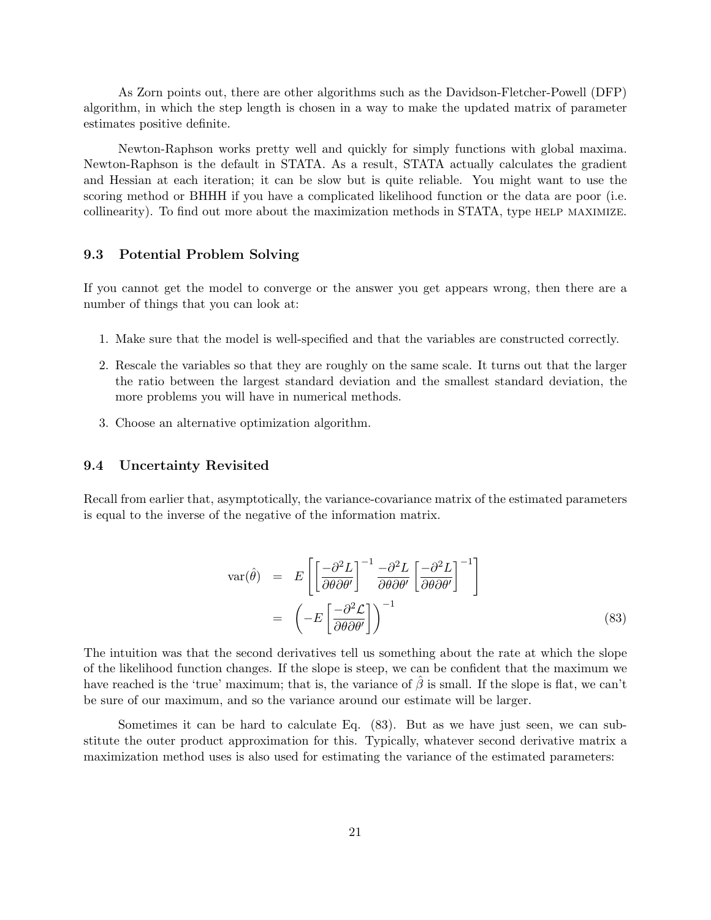As Zorn points out, there are other algorithms such as the Davidson-Fletcher-Powell (DFP) algorithm, in which the step length is chosen in a way to make the updated matrix of parameter estimates positive definite.

Newton-Raphson works pretty well and quickly for simply functions with global maxima. Newton-Raphson is the default in STATA. As a result, STATA actually calculates the gradient and Hessian at each iteration; it can be slow but is quite reliable. You might want to use the scoring method or BHHH if you have a complicated likelihood function or the data are poor (i.e. collinearity). To find out more about the maximization methods in STATA, type HELP MAXIMIZE.

### 9.3 Potential Problem Solving

If you cannot get the model to converge or the answer you get appears wrong, then there are a number of things that you can look at:

1. Make sure that the model is well-specified and that the variables are constructed correctly.
2. Rescale the variables so that they are roughly on the same scale. It turns out that the larger the ratio between the largest standard deviation and the smallest standard deviation, the more problems you will have in numerical methods.
3. Choose an alternative optimization algorithm.

### 9.4 Uncertainty Revisited

Recall from earlier that, asymptotically, the variance-covariance matrix of the estimated parameters is equal to the inverse of the negative of the information matrix.

$$
\begin{aligned}
\text{var}(\hat{\theta}) &= E\left[\left[\frac{-\partial^2 L}{\partial\theta\partial\theta'}\right]^{-1}\frac{-\partial^2 L}{\partial\theta\partial\theta'}\left[\frac{-\partial^2 L}{\partial\theta\partial\theta'}\right]^{-1}\right] \\
&= \left(-E\left[\frac{-\partial^2 \mathcal{L}}{\partial\theta\partial\theta'}\right]\right)^{-1} \qquad (83)
\end{aligned}
$$

The intuition was that the second derivatives tell us something about the rate at which the slope of the likelihood function changes. If the slope is steep, we can be confident that the maximum we have reached is the 'true' maximum; that is, the variance of $\hat{\beta}$ is small. If the slope is flat, we can't be sure of our maximum, and so the variance around our estimate will be larger.

Sometimes it can be hard to calculate Eq. (83). But as we have just seen, we can substitute the outer product approximation for this. Typically, whatever second derivative matrix a maximization method uses is also used for estimating the variance of the estimated parameters: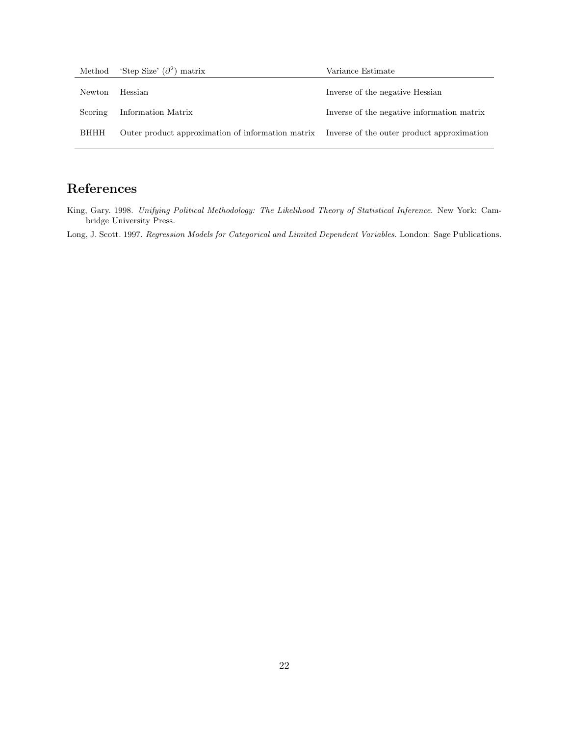| Method | 'Step Size' ($\partial^2$) matrix | Variance Estimate |
|---|---|---|
| Newton | Hessian | Inverse of the negative Hessian |
| Scoring | Information Matrix | Inverse of the negative information matrix |
| BHHH | Outer product approximation of information matrix | Inverse of the outer product approximation |

## References

King, Gary. 1998. *Unifying Political Methodology: The Likelihood Theory of Statistical Inference*. New York: Cambridge University Press.

Long, J. Scott. 1997. *Regression Models for Categorical and Limited Dependent Variables*. London: Sage Publications.